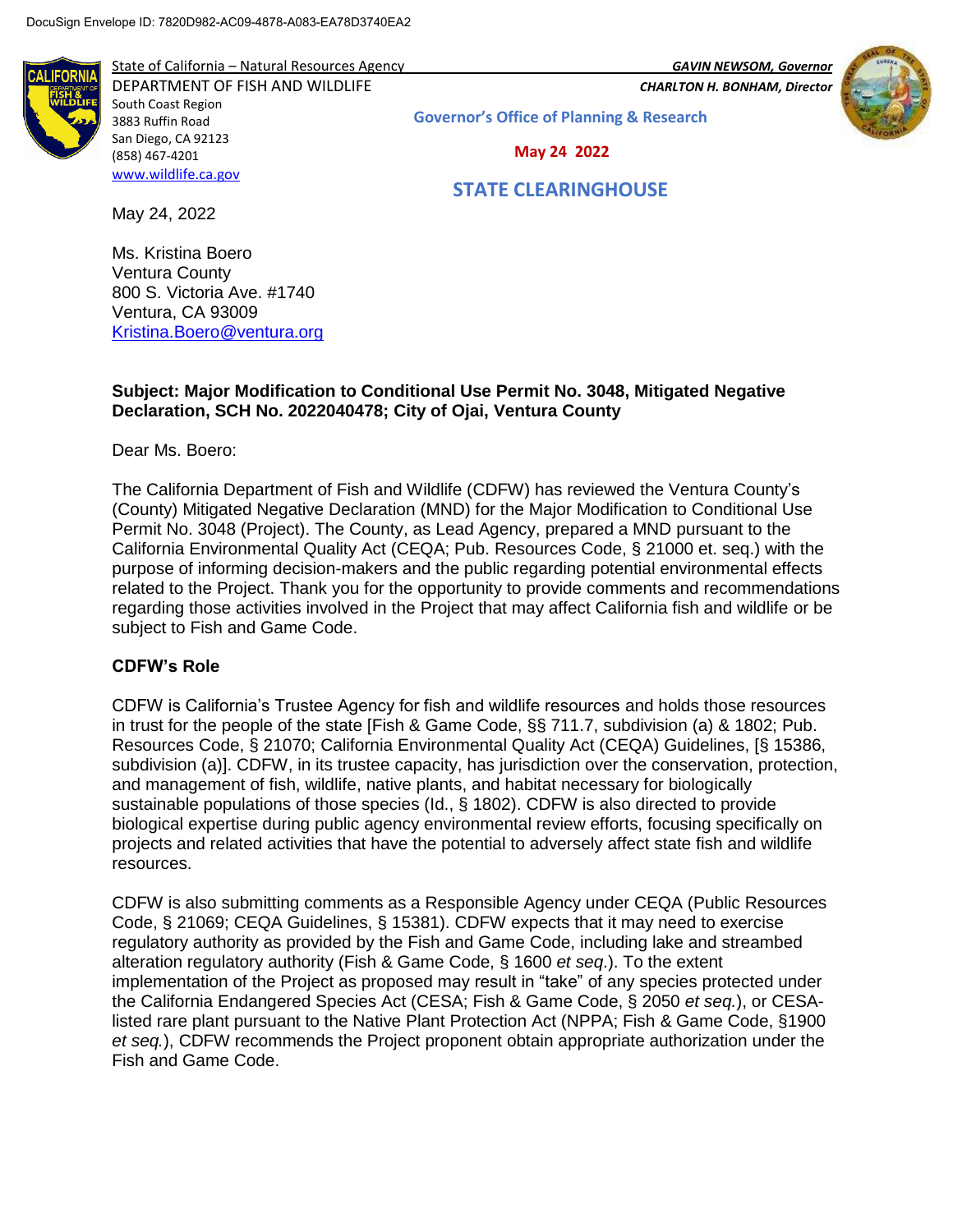DocuSign Envelope ID: 7820D982-AC09-4878-A083-EA78D3740EA2

State of California – Natural Resources Agency
DEPARTMENT OF FISH AND WILDLIFE
South Coast Region
3883 Ruffin Road
San Diego, CA 92123
(858) 467-4201
www.wildlife.ca.gov

*GAVIN NEWSOM, Governor*
*CHARLTON H. BONHAM, Director*

**Governor's Office of Planning & Research**

**May 24 2022**

**STATE CLEARINGHOUSE**

May 24, 2022

Ms. Kristina Boero
Ventura County
800 S. Victoria Ave. #1740
Ventura, CA 93009
Kristina.Boero@ventura.org

**Subject: Major Modification to Conditional Use Permit No. 3048, Mitigated Negative Declaration, SCH No. 2022040478; City of Ojai, Ventura County**

Dear Ms. Boero:

The California Department of Fish and Wildlife (CDFW) has reviewed the Ventura County's (County) Mitigated Negative Declaration (MND) for the Major Modification to Conditional Use Permit No. 3048 (Project). The County, as Lead Agency, prepared a MND pursuant to the California Environmental Quality Act (CEQA; Pub. Resources Code, § 21000 et. seq.) with the purpose of informing decision-makers and the public regarding potential environmental effects related to the Project. Thank you for the opportunity to provide comments and recommendations regarding those activities involved in the Project that may affect California fish and wildlife or be subject to Fish and Game Code.

**CDFW's Role**

CDFW is California's Trustee Agency for fish and wildlife resources and holds those resources in trust for the people of the state [Fish & Game Code, §§ 711.7, subdivision (a) & 1802; Pub. Resources Code, § 21070; California Environmental Quality Act (CEQA) Guidelines, [§ 15386, subdivision (a)]. CDFW, in its trustee capacity, has jurisdiction over the conservation, protection, and management of fish, wildlife, native plants, and habitat necessary for biologically sustainable populations of those species (Id., § 1802). CDFW is also directed to provide biological expertise during public agency environmental review efforts, focusing specifically on projects and related activities that have the potential to adversely affect state fish and wildlife resources.

CDFW is also submitting comments as a Responsible Agency under CEQA (Public Resources Code, § 21069; CEQA Guidelines, § 15381). CDFW expects that it may need to exercise regulatory authority as provided by the Fish and Game Code, including lake and streambed alteration regulatory authority (Fish & Game Code, § 1600 *et seq*.). To the extent implementation of the Project as proposed may result in "take" of any species protected under the California Endangered Species Act (CESA; Fish & Game Code, § 2050 *et seq.*), or CESA-listed rare plant pursuant to the Native Plant Protection Act (NPPA; Fish & Game Code, §1900 *et seq.*), CDFW recommends the Project proponent obtain appropriate authorization under the Fish and Game Code.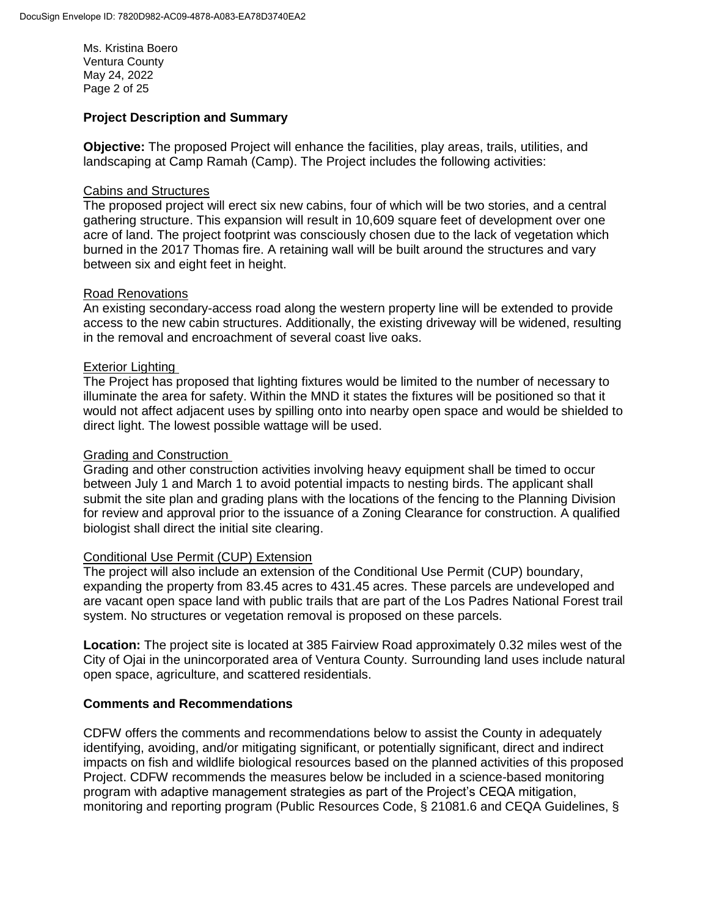## Project Description and Summary

**Objective:** The proposed Project will enhance the facilities, play areas, trails, utilities, and landscaping at Camp Ramah (Camp). The Project includes the following activities:

Cabins and Structures

The proposed project will erect six new cabins, four of which will be two stories, and a central gathering structure. This expansion will result in 10,609 square feet of development over one acre of land. The project footprint was consciously chosen due to the lack of vegetation which burned in the 2017 Thomas fire. A retaining wall will be built around the structures and vary between six and eight feet in height.

Road Renovations

An existing secondary-access road along the western property line will be extended to provide access to the new cabin structures. Additionally, the existing driveway will be widened, resulting in the removal and encroachment of several coast live oaks.

Exterior Lighting

The Project has proposed that lighting fixtures would be limited to the number of necessary to illuminate the area for safety. Within the MND it states the fixtures will be positioned so that it would not affect adjacent uses by spilling onto into nearby open space and would be shielded to direct light. The lowest possible wattage will be used.

Grading and Construction

Grading and other construction activities involving heavy equipment shall be timed to occur between July 1 and March 1 to avoid potential impacts to nesting birds. The applicant shall submit the site plan and grading plans with the locations of the fencing to the Planning Division for review and approval prior to the issuance of a Zoning Clearance for construction. A qualified biologist shall direct the initial site clearing.

Conditional Use Permit (CUP) Extension

The project will also include an extension of the Conditional Use Permit (CUP) boundary, expanding the property from 83.45 acres to 431.45 acres. These parcels are undeveloped and are vacant open space land with public trails that are part of the Los Padres National Forest trail system. No structures or vegetation removal is proposed on these parcels.

**Location:** The project site is located at 385 Fairview Road approximately 0.32 miles west of the City of Ojai in the unincorporated area of Ventura County. Surrounding land uses include natural open space, agriculture, and scattered residentials.

## Comments and Recommendations

CDFW offers the comments and recommendations below to assist the County in adequately identifying, avoiding, and/or mitigating significant, or potentially significant, direct and indirect impacts on fish and wildlife biological resources based on the planned activities of this proposed Project. CDFW recommends the measures below be included in a science-based monitoring program with adaptive management strategies as part of the Project's CEQA mitigation, monitoring and reporting program (Public Resources Code, § 21081.6 and CEQA Guidelines, §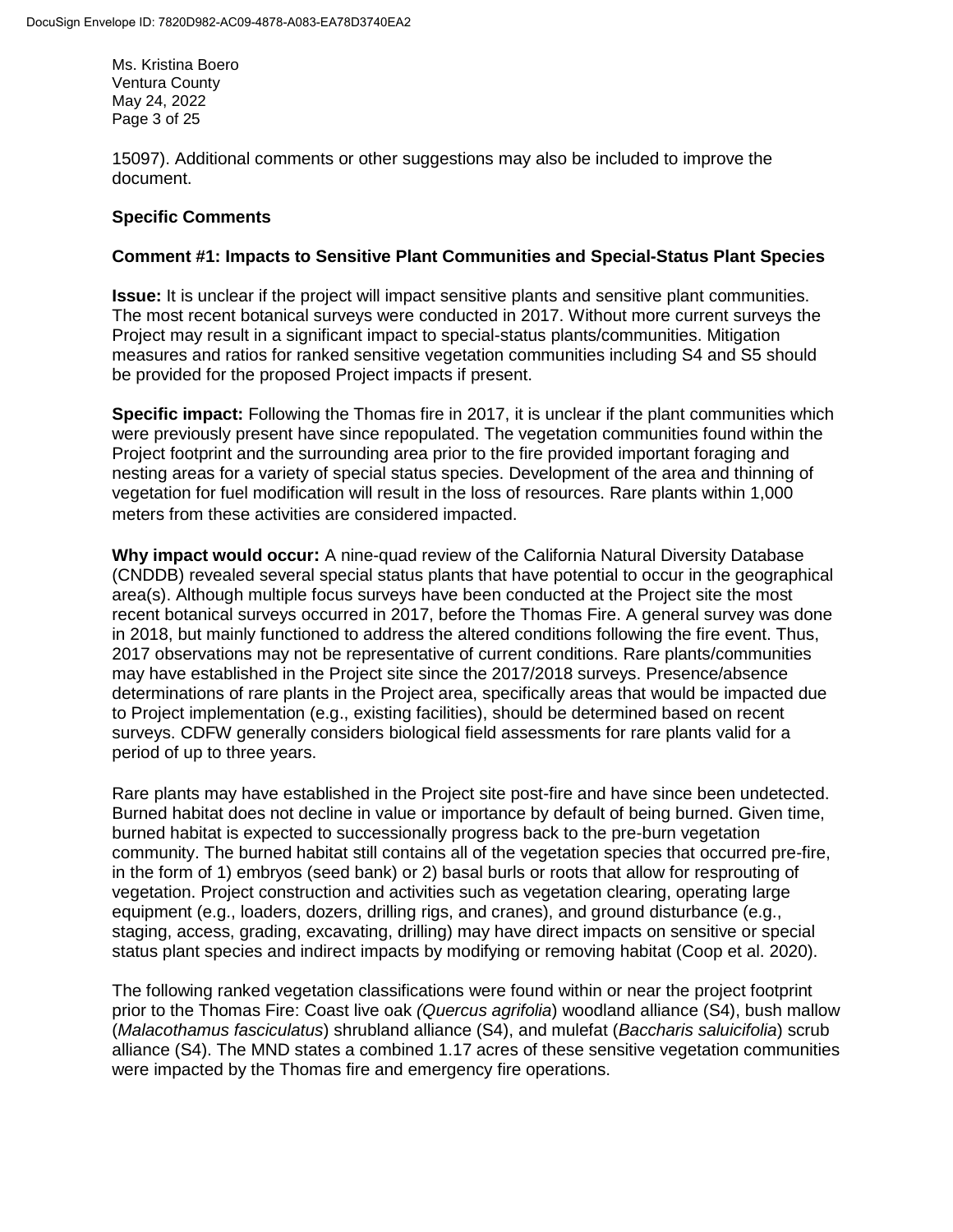15097). Additional comments or other suggestions may also be included to improve the document.

**Specific Comments**

**Comment #1: Impacts to Sensitive Plant Communities and Special-Status Plant Species**

**Issue:** It is unclear if the project will impact sensitive plants and sensitive plant communities. The most recent botanical surveys were conducted in 2017. Without more current surveys the Project may result in a significant impact to special-status plants/communities. Mitigation measures and ratios for ranked sensitive vegetation communities including S4 and S5 should be provided for the proposed Project impacts if present.

**Specific impact:** Following the Thomas fire in 2017, it is unclear if the plant communities which were previously present have since repopulated. The vegetation communities found within the Project footprint and the surrounding area prior to the fire provided important foraging and nesting areas for a variety of special status species. Development of the area and thinning of vegetation for fuel modification will result in the loss of resources. Rare plants within 1,000 meters from these activities are considered impacted.

**Why impact would occur:** A nine-quad review of the California Natural Diversity Database (CNDDB) revealed several special status plants that have potential to occur in the geographical area(s). Although multiple focus surveys have been conducted at the Project site the most recent botanical surveys occurred in 2017, before the Thomas Fire. A general survey was done in 2018, but mainly functioned to address the altered conditions following the fire event. Thus, 2017 observations may not be representative of current conditions. Rare plants/communities may have established in the Project site since the 2017/2018 surveys. Presence/absence determinations of rare plants in the Project area, specifically areas that would be impacted due to Project implementation (e.g., existing facilities), should be determined based on recent surveys. CDFW generally considers biological field assessments for rare plants valid for a period of up to three years.

Rare plants may have established in the Project site post-fire and have since been undetected. Burned habitat does not decline in value or importance by default of being burned. Given time, burned habitat is expected to successionally progress back to the pre-burn vegetation community. The burned habitat still contains all of the vegetation species that occurred pre-fire, in the form of 1) embryos (seed bank) or 2) basal burls or roots that allow for resprouting of vegetation. Project construction and activities such as vegetation clearing, operating large equipment (e.g., loaders, dozers, drilling rigs, and cranes), and ground disturbance (e.g., staging, access, grading, excavating, drilling) may have direct impacts on sensitive or special status plant species and indirect impacts by modifying or removing habitat (Coop et al. 2020).

The following ranked vegetation classifications were found within or near the project footprint prior to the Thomas Fire: Coast live oak *(Quercus agrifolia*) woodland alliance (S4), bush mallow (*Malacothamus fasciculatus*) shrubland alliance (S4), and mulefat (*Baccharis saluicifolia*) scrub alliance (S4). The MND states a combined 1.17 acres of these sensitive vegetation communities were impacted by the Thomas fire and emergency fire operations.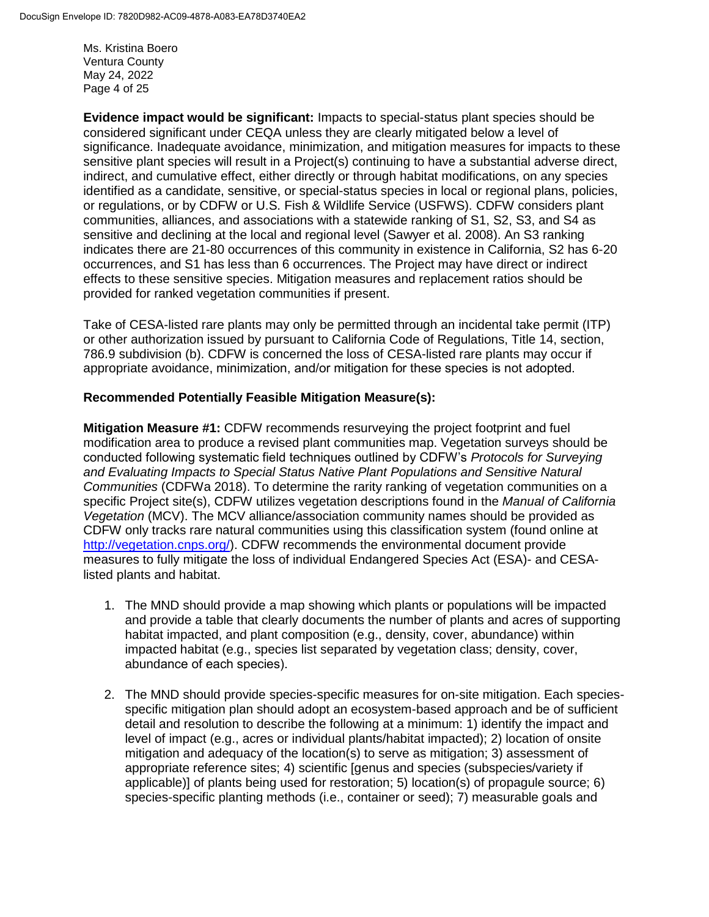**Evidence impact would be significant:** Impacts to special-status plant species should be considered significant under CEQA unless they are clearly mitigated below a level of significance. Inadequate avoidance, minimization, and mitigation measures for impacts to these sensitive plant species will result in a Project(s) continuing to have a substantial adverse direct, indirect, and cumulative effect, either directly or through habitat modifications, on any species identified as a candidate, sensitive, or special-status species in local or regional plans, policies, or regulations, or by CDFW or U.S. Fish & Wildlife Service (USFWS). CDFW considers plant communities, alliances, and associations with a statewide ranking of S1, S2, S3, and S4 as sensitive and declining at the local and regional level (Sawyer et al. 2008). An S3 ranking indicates there are 21-80 occurrences of this community in existence in California, S2 has 6-20 occurrences, and S1 has less than 6 occurrences. The Project may have direct or indirect effects to these sensitive species. Mitigation measures and replacement ratios should be provided for ranked vegetation communities if present.

Take of CESA-listed rare plants may only be permitted through an incidental take permit (ITP) or other authorization issued by pursuant to California Code of Regulations, Title 14, section, 786.9 subdivision (b). CDFW is concerned the loss of CESA-listed rare plants may occur if appropriate avoidance, minimization, and/or mitigation for these species is not adopted.

**Recommended Potentially Feasible Mitigation Measure(s):**

**Mitigation Measure #1:** CDFW recommends resurveying the project footprint and fuel modification area to produce a revised plant communities map. Vegetation surveys should be conducted following systematic field techniques outlined by CDFW's *Protocols for Surveying and Evaluating Impacts to Special Status Native Plant Populations and Sensitive Natural Communities* (CDFWa 2018). To determine the rarity ranking of vegetation communities on a specific Project site(s), CDFW utilizes vegetation descriptions found in the *Manual of California Vegetation* (MCV). The MCV alliance/association community names should be provided as CDFW only tracks rare natural communities using this classification system (found online at http://vegetation.cnps.org/). CDFW recommends the environmental document provide measures to fully mitigate the loss of individual Endangered Species Act (ESA)- and CESA-listed plants and habitat.

1. The MND should provide a map showing which plants or populations will be impacted and provide a table that clearly documents the number of plants and acres of supporting habitat impacted, and plant composition (e.g., density, cover, abundance) within impacted habitat (e.g., species list separated by vegetation class; density, cover, abundance of each species).

2. The MND should provide species-specific measures for on-site mitigation. Each species-specific mitigation plan should adopt an ecosystem-based approach and be of sufficient detail and resolution to describe the following at a minimum: 1) identify the impact and level of impact (e.g., acres or individual plants/habitat impacted); 2) location of onsite mitigation and adequacy of the location(s) to serve as mitigation; 3) assessment of appropriate reference sites; 4) scientific [genus and species (subspecies/variety if applicable)] of plants being used for restoration; 5) location(s) of propagule source; 6) species-specific planting methods (i.e., container or seed); 7) measurable goals and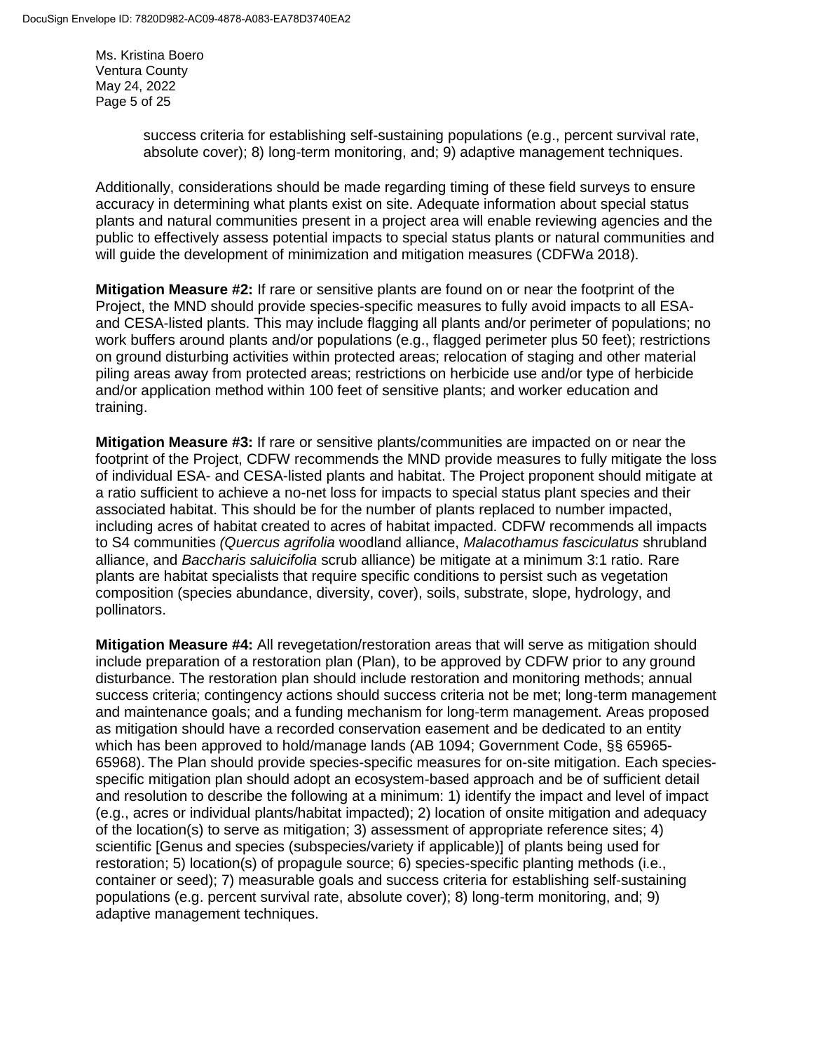success criteria for establishing self-sustaining populations (e.g., percent survival rate, absolute cover); 8) long-term monitoring, and; 9) adaptive management techniques.

Additionally, considerations should be made regarding timing of these field surveys to ensure accuracy in determining what plants exist on site. Adequate information about special status plants and natural communities present in a project area will enable reviewing agencies and the public to effectively assess potential impacts to special status plants or natural communities and will guide the development of minimization and mitigation measures (CDFWa 2018).

**Mitigation Measure #2:** If rare or sensitive plants are found on or near the footprint of the Project, the MND should provide species-specific measures to fully avoid impacts to all ESA- and CESA-listed plants. This may include flagging all plants and/or perimeter of populations; no work buffers around plants and/or populations (e.g., flagged perimeter plus 50 feet); restrictions on ground disturbing activities within protected areas; relocation of staging and other material piling areas away from protected areas; restrictions on herbicide use and/or type of herbicide and/or application method within 100 feet of sensitive plants; and worker education and training.

**Mitigation Measure #3:** If rare or sensitive plants/communities are impacted on or near the footprint of the Project, CDFW recommends the MND provide measures to fully mitigate the loss of individual ESA- and CESA-listed plants and habitat. The Project proponent should mitigate at a ratio sufficient to achieve a no-net loss for impacts to special status plant species and their associated habitat. This should be for the number of plants replaced to number impacted, including acres of habitat created to acres of habitat impacted. CDFW recommends all impacts to S4 communities *(Quercus agrifolia* woodland alliance, *Malacothamus fasciculatus* shrubland alliance, and *Baccharis saluicifolia* scrub alliance) be mitigate at a minimum 3:1 ratio. Rare plants are habitat specialists that require specific conditions to persist such as vegetation composition (species abundance, diversity, cover), soils, substrate, slope, hydrology, and pollinators.

**Mitigation Measure #4:** All revegetation/restoration areas that will serve as mitigation should include preparation of a restoration plan (Plan), to be approved by CDFW prior to any ground disturbance. The restoration plan should include restoration and monitoring methods; annual success criteria; contingency actions should success criteria not be met; long-term management and maintenance goals; and a funding mechanism for long-term management. Areas proposed as mitigation should have a recorded conservation easement and be dedicated to an entity which has been approved to hold/manage lands (AB 1094; Government Code, §§ 65965-65968). The Plan should provide species-specific measures for on-site mitigation. Each species-specific mitigation plan should adopt an ecosystem-based approach and be of sufficient detail and resolution to describe the following at a minimum: 1) identify the impact and level of impact (e.g., acres or individual plants/habitat impacted); 2) location of onsite mitigation and adequacy of the location(s) to serve as mitigation; 3) assessment of appropriate reference sites; 4) scientific [Genus and species (subspecies/variety if applicable)] of plants being used for restoration; 5) location(s) of propagule source; 6) species-specific planting methods (i.e., container or seed); 7) measurable goals and success criteria for establishing self-sustaining populations (e.g. percent survival rate, absolute cover); 8) long-term monitoring, and; 9) adaptive management techniques.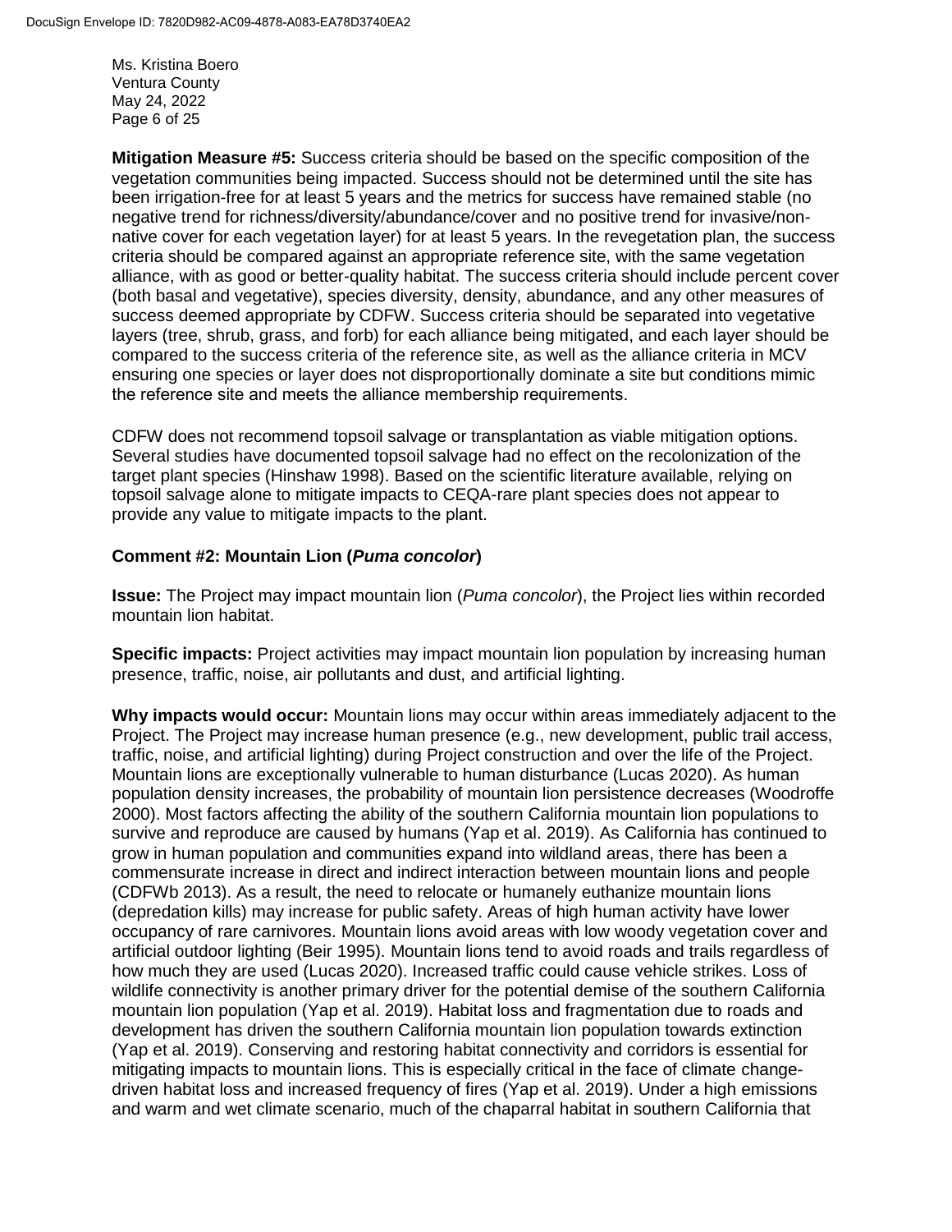**Mitigation Measure #5:** Success criteria should be based on the specific composition of the vegetation communities being impacted. Success should not be determined until the site has been irrigation-free for at least 5 years and the metrics for success have remained stable (no negative trend for richness/diversity/abundance/cover and no positive trend for invasive/non-native cover for each vegetation layer) for at least 5 years. In the revegetation plan, the success criteria should be compared against an appropriate reference site, with the same vegetation alliance, with as good or better-quality habitat. The success criteria should include percent cover (both basal and vegetative), species diversity, density, abundance, and any other measures of success deemed appropriate by CDFW. Success criteria should be separated into vegetative layers (tree, shrub, grass, and forb) for each alliance being mitigated, and each layer should be compared to the success criteria of the reference site, as well as the alliance criteria in MCV ensuring one species or layer does not disproportionally dominate a site but conditions mimic the reference site and meets the alliance membership requirements.

CDFW does not recommend topsoil salvage or transplantation as viable mitigation options. Several studies have documented topsoil salvage had no effect on the recolonization of the target plant species (Hinshaw 1998). Based on the scientific literature available, relying on topsoil salvage alone to mitigate impacts to CEQA-rare plant species does not appear to provide any value to mitigate impacts to the plant.

**Comment #2: Mountain Lion (*Puma concolor*)**

**Issue:** The Project may impact mountain lion (*Puma concolor*), the Project lies within recorded mountain lion habitat.

**Specific impacts:** Project activities may impact mountain lion population by increasing human presence, traffic, noise, air pollutants and dust, and artificial lighting.

**Why impacts would occur:** Mountain lions may occur within areas immediately adjacent to the Project. The Project may increase human presence (e.g., new development, public trail access, traffic, noise, and artificial lighting) during Project construction and over the life of the Project. Mountain lions are exceptionally vulnerable to human disturbance (Lucas 2020). As human population density increases, the probability of mountain lion persistence decreases (Woodroffe 2000). Most factors affecting the ability of the southern California mountain lion populations to survive and reproduce are caused by humans (Yap et al. 2019). As California has continued to grow in human population and communities expand into wildland areas, there has been a commensurate increase in direct and indirect interaction between mountain lions and people (CDFWb 2013). As a result, the need to relocate or humanely euthanize mountain lions (depredation kills) may increase for public safety. Areas of high human activity have lower occupancy of rare carnivores. Mountain lions avoid areas with low woody vegetation cover and artificial outdoor lighting (Beir 1995). Mountain lions tend to avoid roads and trails regardless of how much they are used (Lucas 2020). Increased traffic could cause vehicle strikes. Loss of wildlife connectivity is another primary driver for the potential demise of the southern California mountain lion population (Yap et al. 2019). Habitat loss and fragmentation due to roads and development has driven the southern California mountain lion population towards extinction (Yap et al. 2019). Conserving and restoring habitat connectivity and corridors is essential for mitigating impacts to mountain lions. This is especially critical in the face of climate change-driven habitat loss and increased frequency of fires (Yap et al. 2019). Under a high emissions and warm and wet climate scenario, much of the chaparral habitat in southern California that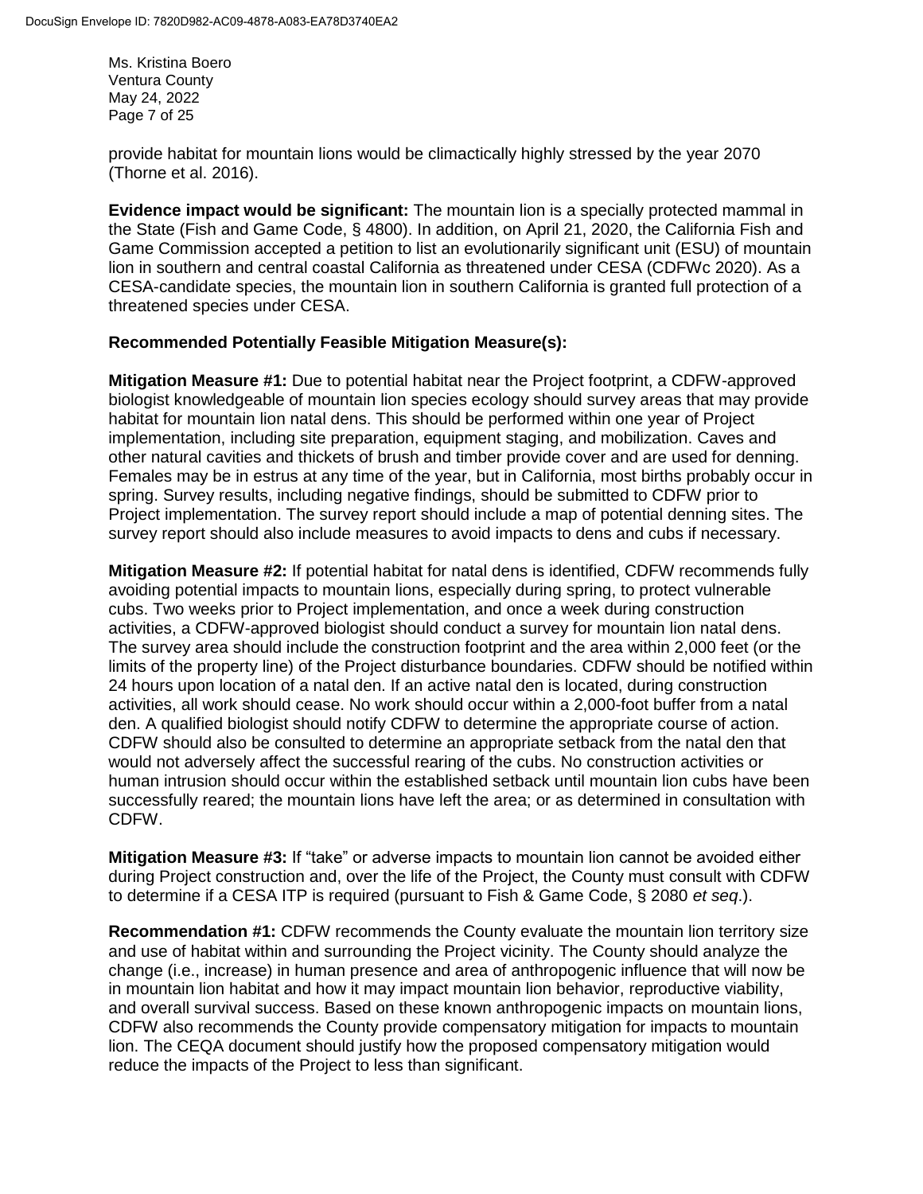provide habitat for mountain lions would be climactically highly stressed by the year 2070 (Thorne et al. 2016).

**Evidence impact would be significant:** The mountain lion is a specially protected mammal in the State (Fish and Game Code, § 4800). In addition, on April 21, 2020, the California Fish and Game Commission accepted a petition to list an evolutionarily significant unit (ESU) of mountain lion in southern and central coastal California as threatened under CESA (CDFWc 2020). As a CESA-candidate species, the mountain lion in southern California is granted full protection of a threatened species under CESA.

**Recommended Potentially Feasible Mitigation Measure(s):**

**Mitigation Measure #1:** Due to potential habitat near the Project footprint, a CDFW-approved biologist knowledgeable of mountain lion species ecology should survey areas that may provide habitat for mountain lion natal dens. This should be performed within one year of Project implementation, including site preparation, equipment staging, and mobilization. Caves and other natural cavities and thickets of brush and timber provide cover and are used for denning. Females may be in estrus at any time of the year, but in California, most births probably occur in spring. Survey results, including negative findings, should be submitted to CDFW prior to Project implementation. The survey report should include a map of potential denning sites. The survey report should also include measures to avoid impacts to dens and cubs if necessary.

**Mitigation Measure #2:** If potential habitat for natal dens is identified, CDFW recommends fully avoiding potential impacts to mountain lions, especially during spring, to protect vulnerable cubs. Two weeks prior to Project implementation, and once a week during construction activities, a CDFW-approved biologist should conduct a survey for mountain lion natal dens. The survey area should include the construction footprint and the area within 2,000 feet (or the limits of the property line) of the Project disturbance boundaries. CDFW should be notified within 24 hours upon location of a natal den. If an active natal den is located, during construction activities, all work should cease. No work should occur within a 2,000-foot buffer from a natal den. A qualified biologist should notify CDFW to determine the appropriate course of action. CDFW should also be consulted to determine an appropriate setback from the natal den that would not adversely affect the successful rearing of the cubs. No construction activities or human intrusion should occur within the established setback until mountain lion cubs have been successfully reared; the mountain lions have left the area; or as determined in consultation with CDFW.

**Mitigation Measure #3:** If "take" or adverse impacts to mountain lion cannot be avoided either during Project construction and, over the life of the Project, the County must consult with CDFW to determine if a CESA ITP is required (pursuant to Fish & Game Code, § 2080 *et seq*.).

**Recommendation #1:** CDFW recommends the County evaluate the mountain lion territory size and use of habitat within and surrounding the Project vicinity. The County should analyze the change (i.e., increase) in human presence and area of anthropogenic influence that will now be in mountain lion habitat and how it may impact mountain lion behavior, reproductive viability, and overall survival success. Based on these known anthropogenic impacts on mountain lions, CDFW also recommends the County provide compensatory mitigation for impacts to mountain lion. The CEQA document should justify how the proposed compensatory mitigation would reduce the impacts of the Project to less than significant.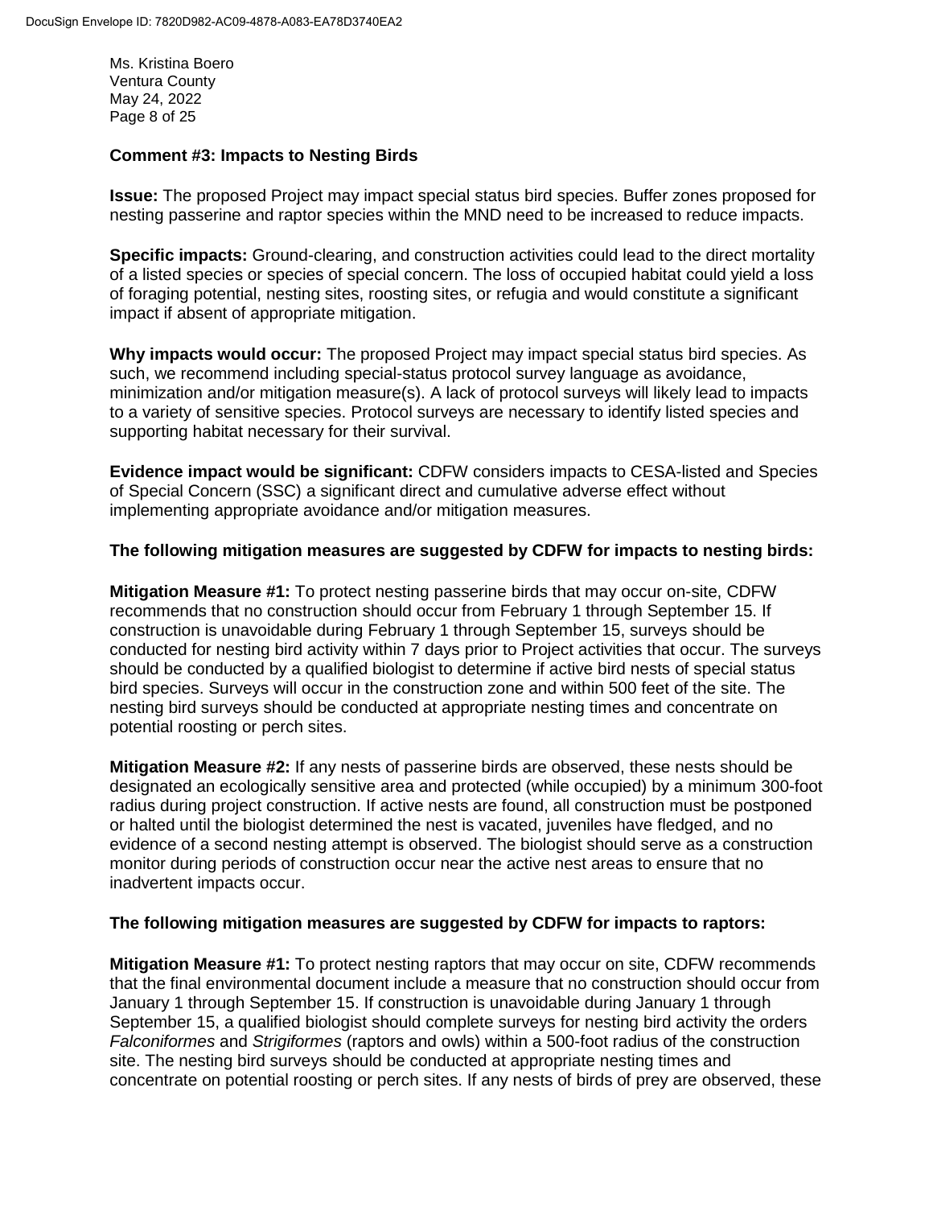Ms. Kristina Boero
Ventura County
May 24, 2022

**Comment #3: Impacts to Nesting Birds**

**Issue:** The proposed Project may impact special status bird species. Buffer zones proposed for nesting passerine and raptor species within the MND need to be increased to reduce impacts.

**Specific impacts:** Ground-clearing, and construction activities could lead to the direct mortality of a listed species or species of special concern. The loss of occupied habitat could yield a loss of foraging potential, nesting sites, roosting sites, or refugia and would constitute a significant impact if absent of appropriate mitigation.

**Why impacts would occur:** The proposed Project may impact special status bird species. As such, we recommend including special-status protocol survey language as avoidance, minimization and/or mitigation measure(s). A lack of protocol surveys will likely lead to impacts to a variety of sensitive species. Protocol surveys are necessary to identify listed species and supporting habitat necessary for their survival.

**Evidence impact would be significant:** CDFW considers impacts to CESA-listed and Species of Special Concern (SSC) a significant direct and cumulative adverse effect without implementing appropriate avoidance and/or mitigation measures.

**The following mitigation measures are suggested by CDFW for impacts to nesting birds:**

**Mitigation Measure #1:** To protect nesting passerine birds that may occur on-site, CDFW recommends that no construction should occur from February 1 through September 15. If construction is unavoidable during February 1 through September 15, surveys should be conducted for nesting bird activity within 7 days prior to Project activities that occur. The surveys should be conducted by a qualified biologist to determine if active bird nests of special status bird species. Surveys will occur in the construction zone and within 500 feet of the site. The nesting bird surveys should be conducted at appropriate nesting times and concentrate on potential roosting or perch sites.

**Mitigation Measure #2:** If any nests of passerine birds are observed, these nests should be designated an ecologically sensitive area and protected (while occupied) by a minimum 300-foot radius during project construction. If active nests are found, all construction must be postponed or halted until the biologist determined the nest is vacated, juveniles have fledged, and no evidence of a second nesting attempt is observed. The biologist should serve as a construction monitor during periods of construction occur near the active nest areas to ensure that no inadvertent impacts occur.

**The following mitigation measures are suggested by CDFW for impacts to raptors:**

**Mitigation Measure #1:** To protect nesting raptors that may occur on site, CDFW recommends that the final environmental document include a measure that no construction should occur from January 1 through September 15. If construction is unavoidable during January 1 through September 15, a qualified biologist should complete surveys for nesting bird activity the orders *Falconiformes* and *Strigiformes* (raptors and owls) within a 500-foot radius of the construction site. The nesting bird surveys should be conducted at appropriate nesting times and concentrate on potential roosting or perch sites. If any nests of birds of prey are observed, these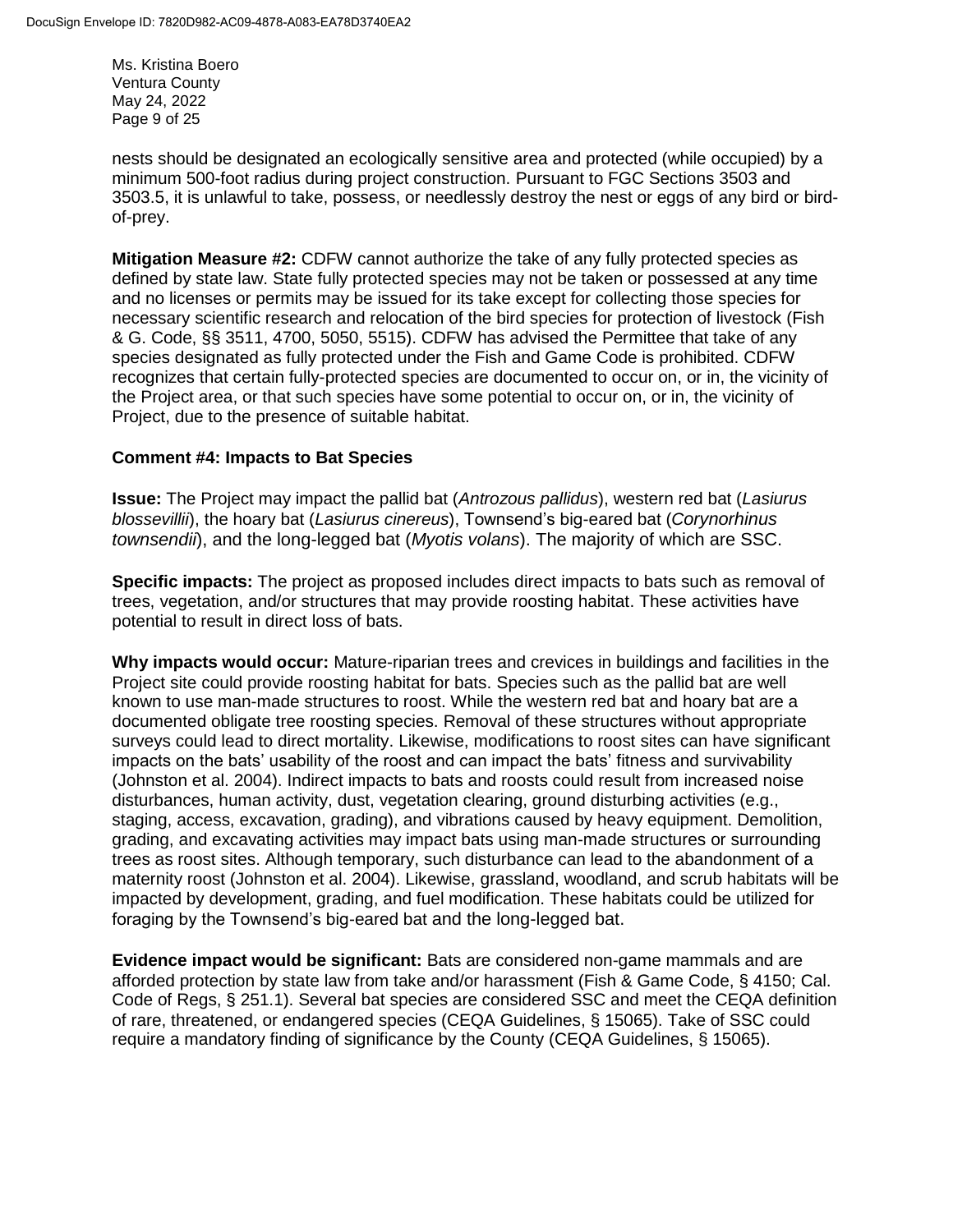nests should be designated an ecologically sensitive area and protected (while occupied) by a minimum 500-foot radius during project construction. Pursuant to FGC Sections 3503 and 3503.5, it is unlawful to take, possess, or needlessly destroy the nest or eggs of any bird or bird-of-prey.

**Mitigation Measure #2:** CDFW cannot authorize the take of any fully protected species as defined by state law. State fully protected species may not be taken or possessed at any time and no licenses or permits may be issued for its take except for collecting those species for necessary scientific research and relocation of the bird species for protection of livestock (Fish & G. Code, §§ 3511, 4700, 5050, 5515). CDFW has advised the Permittee that take of any species designated as fully protected under the Fish and Game Code is prohibited. CDFW recognizes that certain fully-protected species are documented to occur on, or in, the vicinity of the Project area, or that such species have some potential to occur on, or in, the vicinity of Project, due to the presence of suitable habitat.

**Comment #4: Impacts to Bat Species**

**Issue:** The Project may impact the pallid bat (*Antrozous pallidus*), western red bat (*Lasiurus blossevillii*), the hoary bat (*Lasiurus cinereus*), Townsend's big-eared bat (*Corynorhinus townsendii*), and the long-legged bat (*Myotis volans*). The majority of which are SSC.

**Specific impacts:** The project as proposed includes direct impacts to bats such as removal of trees, vegetation, and/or structures that may provide roosting habitat. These activities have potential to result in direct loss of bats.

**Why impacts would occur:** Mature-riparian trees and crevices in buildings and facilities in the Project site could provide roosting habitat for bats. Species such as the pallid bat are well known to use man-made structures to roost. While the western red bat and hoary bat are a documented obligate tree roosting species. Removal of these structures without appropriate surveys could lead to direct mortality. Likewise, modifications to roost sites can have significant impacts on the bats' usability of the roost and can impact the bats' fitness and survivability (Johnston et al. 2004). Indirect impacts to bats and roosts could result from increased noise disturbances, human activity, dust, vegetation clearing, ground disturbing activities (e.g., staging, access, excavation, grading), and vibrations caused by heavy equipment. Demolition, grading, and excavating activities may impact bats using man-made structures or surrounding trees as roost sites. Although temporary, such disturbance can lead to the abandonment of a maternity roost (Johnston et al. 2004). Likewise, grassland, woodland, and scrub habitats will be impacted by development, grading, and fuel modification. These habitats could be utilized for foraging by the Townsend's big-eared bat and the long-legged bat.

**Evidence impact would be significant:** Bats are considered non-game mammals and are afforded protection by state law from take and/or harassment (Fish & Game Code, § 4150; Cal. Code of Regs, § 251.1). Several bat species are considered SSC and meet the CEQA definition of rare, threatened, or endangered species (CEQA Guidelines, § 15065). Take of SSC could require a mandatory finding of significance by the County (CEQA Guidelines, § 15065).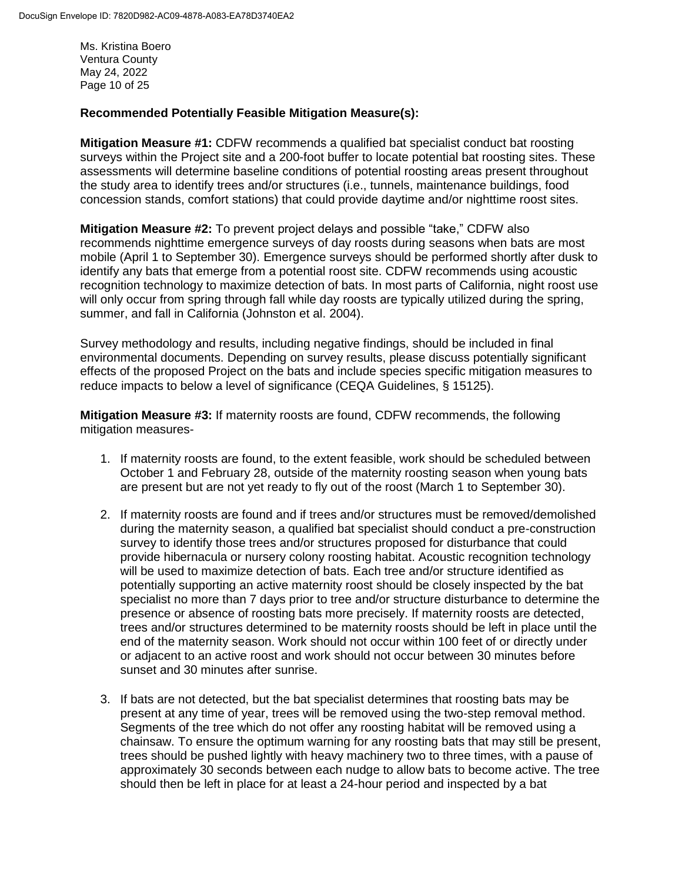Ms. Kristina Boero
Ventura County
May 24, 2022

**Recommended Potentially Feasible Mitigation Measure(s):**

**Mitigation Measure #1:** CDFW recommends a qualified bat specialist conduct bat roosting surveys within the Project site and a 200-foot buffer to locate potential bat roosting sites. These assessments will determine baseline conditions of potential roosting areas present throughout the study area to identify trees and/or structures (i.e., tunnels, maintenance buildings, food concession stands, comfort stations) that could provide daytime and/or nighttime roost sites.

**Mitigation Measure #2:** To prevent project delays and possible "take," CDFW also recommends nighttime emergence surveys of day roosts during seasons when bats are most mobile (April 1 to September 30). Emergence surveys should be performed shortly after dusk to identify any bats that emerge from a potential roost site. CDFW recommends using acoustic recognition technology to maximize detection of bats. In most parts of California, night roost use will only occur from spring through fall while day roosts are typically utilized during the spring, summer, and fall in California (Johnston et al. 2004).

Survey methodology and results, including negative findings, should be included in final environmental documents. Depending on survey results, please discuss potentially significant effects of the proposed Project on the bats and include species specific mitigation measures to reduce impacts to below a level of significance (CEQA Guidelines, § 15125).

**Mitigation Measure #3:** If maternity roosts are found, CDFW recommends, the following mitigation measures-

1. If maternity roosts are found, to the extent feasible, work should be scheduled between October 1 and February 28, outside of the maternity roosting season when young bats are present but are not yet ready to fly out of the roost (March 1 to September 30).

2. If maternity roosts are found and if trees and/or structures must be removed/demolished during the maternity season, a qualified bat specialist should conduct a pre-construction survey to identify those trees and/or structures proposed for disturbance that could provide hibernacula or nursery colony roosting habitat. Acoustic recognition technology will be used to maximize detection of bats. Each tree and/or structure identified as potentially supporting an active maternity roost should be closely inspected by the bat specialist no more than 7 days prior to tree and/or structure disturbance to determine the presence or absence of roosting bats more precisely. If maternity roosts are detected, trees and/or structures determined to be maternity roosts should be left in place until the end of the maternity season. Work should not occur within 100 feet of or directly under or adjacent to an active roost and work should not occur between 30 minutes before sunset and 30 minutes after sunrise.

3. If bats are not detected, but the bat specialist determines that roosting bats may be present at any time of year, trees will be removed using the two-step removal method. Segments of the tree which do not offer any roosting habitat will be removed using a chainsaw. To ensure the optimum warning for any roosting bats that may still be present, trees should be pushed lightly with heavy machinery two to three times, with a pause of approximately 30 seconds between each nudge to allow bats to become active. The tree should then be left in place for at least a 24-hour period and inspected by a bat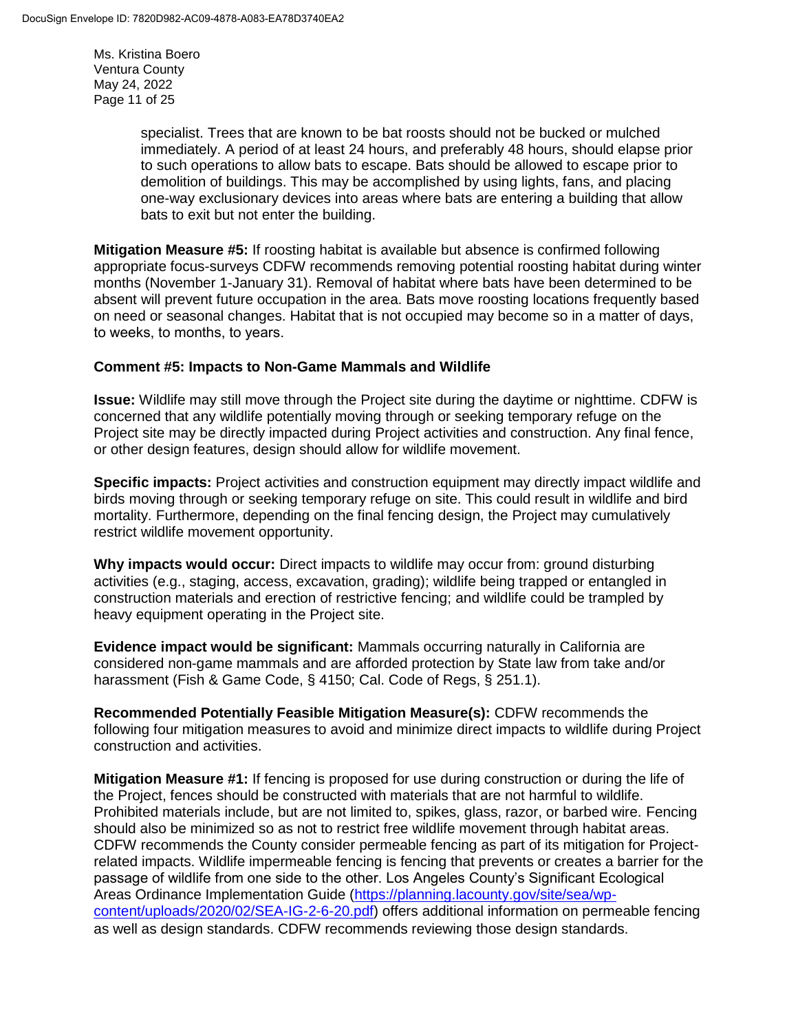specialist. Trees that are known to be bat roosts should not be bucked or mulched immediately. A period of at least 24 hours, and preferably 48 hours, should elapse prior to such operations to allow bats to escape. Bats should be allowed to escape prior to demolition of buildings. This may be accomplished by using lights, fans, and placing one-way exclusionary devices into areas where bats are entering a building that allow bats to exit but not enter the building.

**Mitigation Measure #5:** If roosting habitat is available but absence is confirmed following appropriate focus-surveys CDFW recommends removing potential roosting habitat during winter months (November 1-January 31). Removal of habitat where bats have been determined to be absent will prevent future occupation in the area. Bats move roosting locations frequently based on need or seasonal changes. Habitat that is not occupied may become so in a matter of days, to weeks, to months, to years.

**Comment #5: Impacts to Non-Game Mammals and Wildlife**

**Issue:** Wildlife may still move through the Project site during the daytime or nighttime. CDFW is concerned that any wildlife potentially moving through or seeking temporary refuge on the Project site may be directly impacted during Project activities and construction. Any final fence, or other design features, design should allow for wildlife movement.

**Specific impacts:** Project activities and construction equipment may directly impact wildlife and birds moving through or seeking temporary refuge on site. This could result in wildlife and bird mortality. Furthermore, depending on the final fencing design, the Project may cumulatively restrict wildlife movement opportunity.

**Why impacts would occur:** Direct impacts to wildlife may occur from: ground disturbing activities (e.g., staging, access, excavation, grading); wildlife being trapped or entangled in construction materials and erection of restrictive fencing; and wildlife could be trampled by heavy equipment operating in the Project site.

**Evidence impact would be significant:** Mammals occurring naturally in California are considered non-game mammals and are afforded protection by State law from take and/or harassment (Fish & Game Code, § 4150; Cal. Code of Regs, § 251.1).

**Recommended Potentially Feasible Mitigation Measure(s):** CDFW recommends the following four mitigation measures to avoid and minimize direct impacts to wildlife during Project construction and activities.

**Mitigation Measure #1:** If fencing is proposed for use during construction or during the life of the Project, fences should be constructed with materials that are not harmful to wildlife. Prohibited materials include, but are not limited to, spikes, glass, razor, or barbed wire. Fencing should also be minimized so as not to restrict free wildlife movement through habitat areas. CDFW recommends the County consider permeable fencing as part of its mitigation for Project-related impacts. Wildlife impermeable fencing is fencing that prevents or creates a barrier for the passage of wildlife from one side to the other. Los Angeles County's Significant Ecological Areas Ordinance Implementation Guide ([https://planning.lacounty.gov/site/sea/wp-content/uploads/2020/02/SEA-IG-2-6-20.pdf](https://planning.lacounty.gov/site/sea/wp-content/uploads/2020/02/SEA-IG-2-6-20.pdf)) offers additional information on permeable fencing as well as design standards. CDFW recommends reviewing those design standards.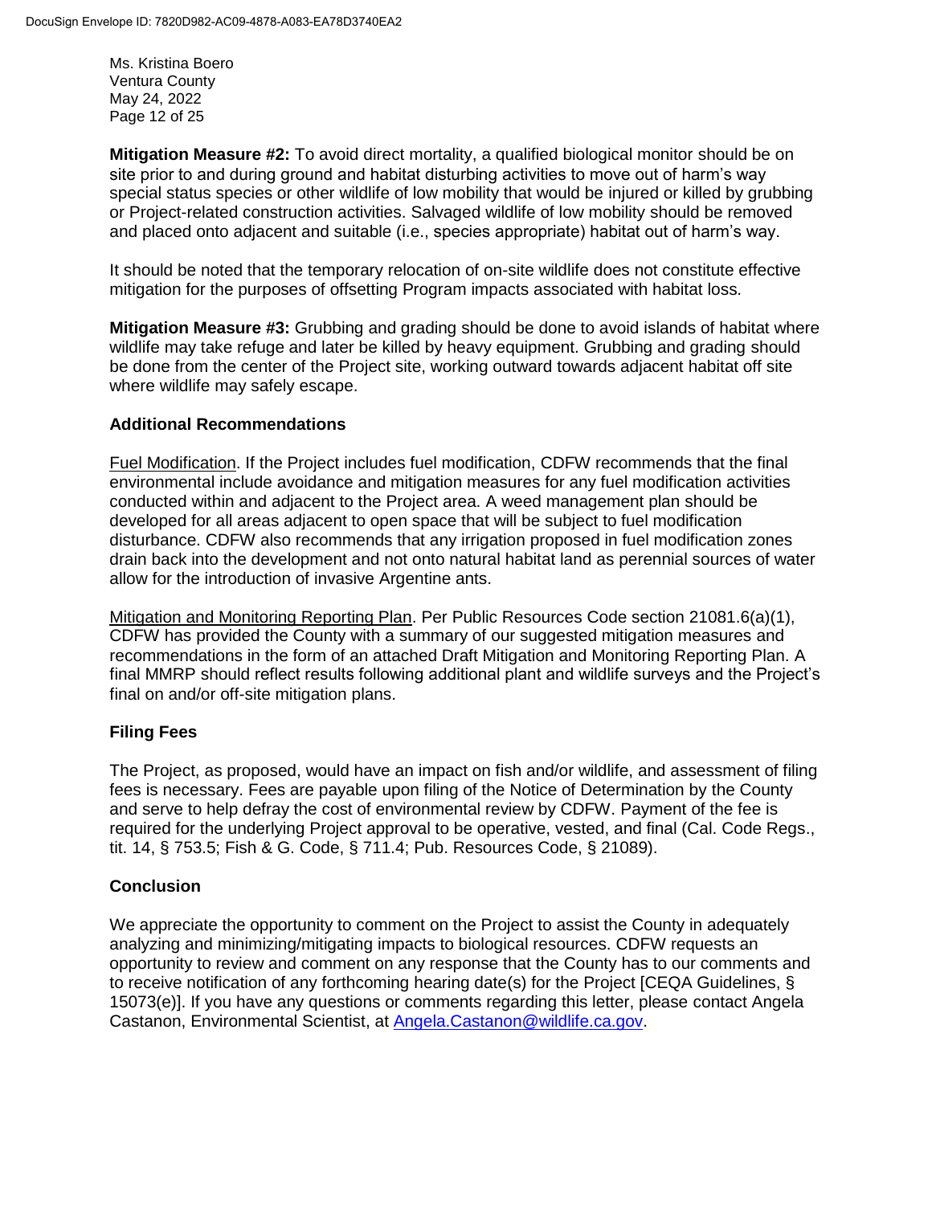**Mitigation Measure #2:** To avoid direct mortality, a qualified biological monitor should be on site prior to and during ground and habitat disturbing activities to move out of harm's way special status species or other wildlife of low mobility that would be injured or killed by grubbing or Project-related construction activities. Salvaged wildlife of low mobility should be removed and placed onto adjacent and suitable (i.e., species appropriate) habitat out of harm's way.

It should be noted that the temporary relocation of on-site wildlife does not constitute effective mitigation for the purposes of offsetting Program impacts associated with habitat loss.

**Mitigation Measure #3:** Grubbing and grading should be done to avoid islands of habitat where wildlife may take refuge and later be killed by heavy equipment. Grubbing and grading should be done from the center of the Project site, working outward towards adjacent habitat off site where wildlife may safely escape.

### Additional Recommendations

Fuel Modification. If the Project includes fuel modification, CDFW recommends that the final environmental include avoidance and mitigation measures for any fuel modification activities conducted within and adjacent to the Project area. A weed management plan should be developed for all areas adjacent to open space that will be subject to fuel modification disturbance. CDFW also recommends that any irrigation proposed in fuel modification zones drain back into the development and not onto natural habitat land as perennial sources of water allow for the introduction of invasive Argentine ants.

Mitigation and Monitoring Reporting Plan. Per Public Resources Code section 21081.6(a)(1), CDFW has provided the County with a summary of our suggested mitigation measures and recommendations in the form of an attached Draft Mitigation and Monitoring Reporting Plan. A final MMRP should reflect results following additional plant and wildlife surveys and the Project's final on and/or off-site mitigation plans.

### Filing Fees

The Project, as proposed, would have an impact on fish and/or wildlife, and assessment of filing fees is necessary. Fees are payable upon filing of the Notice of Determination by the County and serve to help defray the cost of environmental review by CDFW. Payment of the fee is required for the underlying Project approval to be operative, vested, and final (Cal. Code Regs., tit. 14, § 753.5; Fish & G. Code, § 711.4; Pub. Resources Code, § 21089).

### Conclusion

We appreciate the opportunity to comment on the Project to assist the County in adequately analyzing and minimizing/mitigating impacts to biological resources. CDFW requests an opportunity to review and comment on any response that the County has to our comments and to receive notification of any forthcoming hearing date(s) for the Project [CEQA Guidelines, § 15073(e)]. If you have any questions or comments regarding this letter, please contact Angela Castanon, Environmental Scientist, at Angela.Castanon@wildlife.ca.gov.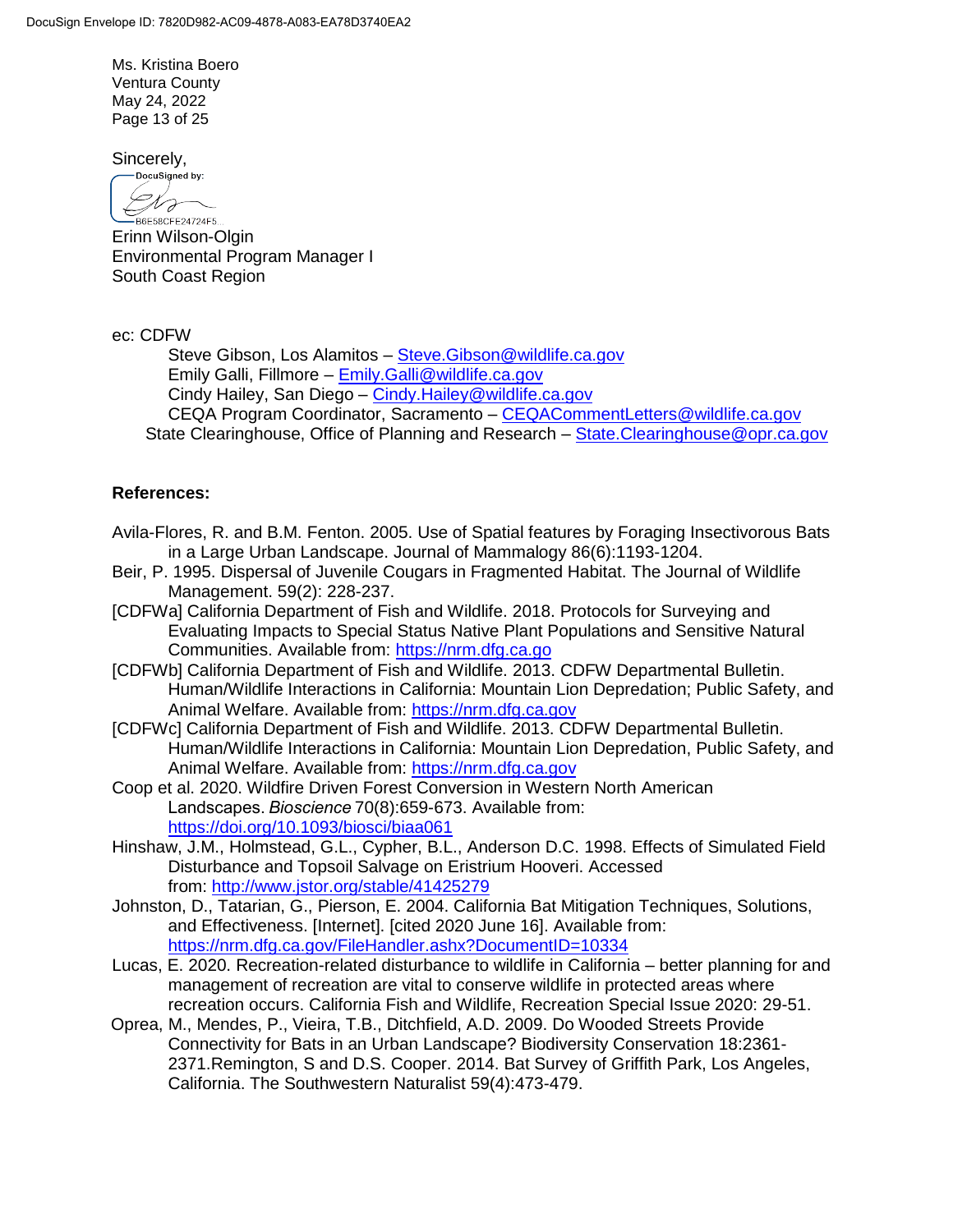Sincerely,

Erinn Wilson-Olgin
Environmental Program Manager I
South Coast Region

ec: CDFW

Steve Gibson, Los Alamitos – Steve.Gibson@wildlife.ca.gov
Emily Galli, Fillmore – Emily.Galli@wildlife.ca.gov
Cindy Hailey, San Diego – Cindy.Hailey@wildlife.ca.gov
CEQA Program Coordinator, Sacramento – CEQACommentLetters@wildlife.ca.gov
State Clearinghouse, Office of Planning and Research – State.Clearinghouse@opr.ca.gov

**References:**

Avila-Flores, R. and B.M. Fenton. 2005. Use of Spatial features by Foraging Insectivorous Bats in a Large Urban Landscape. Journal of Mammalogy 86(6):1193-1204.

Beir, P. 1995. Dispersal of Juvenile Cougars in Fragmented Habitat. The Journal of Wildlife Management. 59(2): 228-237.

[CDFWa] California Department of Fish and Wildlife. 2018. Protocols for Surveying and Evaluating Impacts to Special Status Native Plant Populations and Sensitive Natural Communities. Available from: https://nrm.dfg.ca.go

[CDFWb] California Department of Fish and Wildlife. 2013. CDFW Departmental Bulletin. Human/Wildlife Interactions in California: Mountain Lion Depredation; Public Safety, and Animal Welfare. Available from: https://nrm.dfg.ca.gov

[CDFWc] California Department of Fish and Wildlife. 2013. CDFW Departmental Bulletin. Human/Wildlife Interactions in California: Mountain Lion Depredation, Public Safety, and Animal Welfare. Available from: https://nrm.dfg.ca.gov

Coop et al. 2020. Wildfire Driven Forest Conversion in Western North American Landscapes. *Bioscience* 70(8):659-673. Available from: https://doi.org/10.1093/biosci/biaa061

Hinshaw, J.M., Holmstead, G.L., Cypher, B.L., Anderson D.C. 1998. Effects of Simulated Field Disturbance and Topsoil Salvage on Eristrium Hooveri. Accessed from: http://www.jstor.org/stable/41425279

Johnston, D., Tatarian, G., Pierson, E. 2004. California Bat Mitigation Techniques, Solutions, and Effectiveness. [Internet]. [cited 2020 June 16]. Available from: https://nrm.dfg.ca.gov/FileHandler.ashx?DocumentID=10334

Lucas, E. 2020. Recreation-related disturbance to wildlife in California – better planning for and management of recreation are vital to conserve wildlife in protected areas where recreation occurs. California Fish and Wildlife, Recreation Special Issue 2020: 29-51.

Oprea, M., Mendes, P., Vieira, T.B., Ditchfield, A.D. 2009. Do Wooded Streets Provide Connectivity for Bats in an Urban Landscape? Biodiversity Conservation 18:2361-2371.Remington, S and D.S. Cooper. 2014. Bat Survey of Griffith Park, Los Angeles, California. The Southwestern Naturalist 59(4):473-479.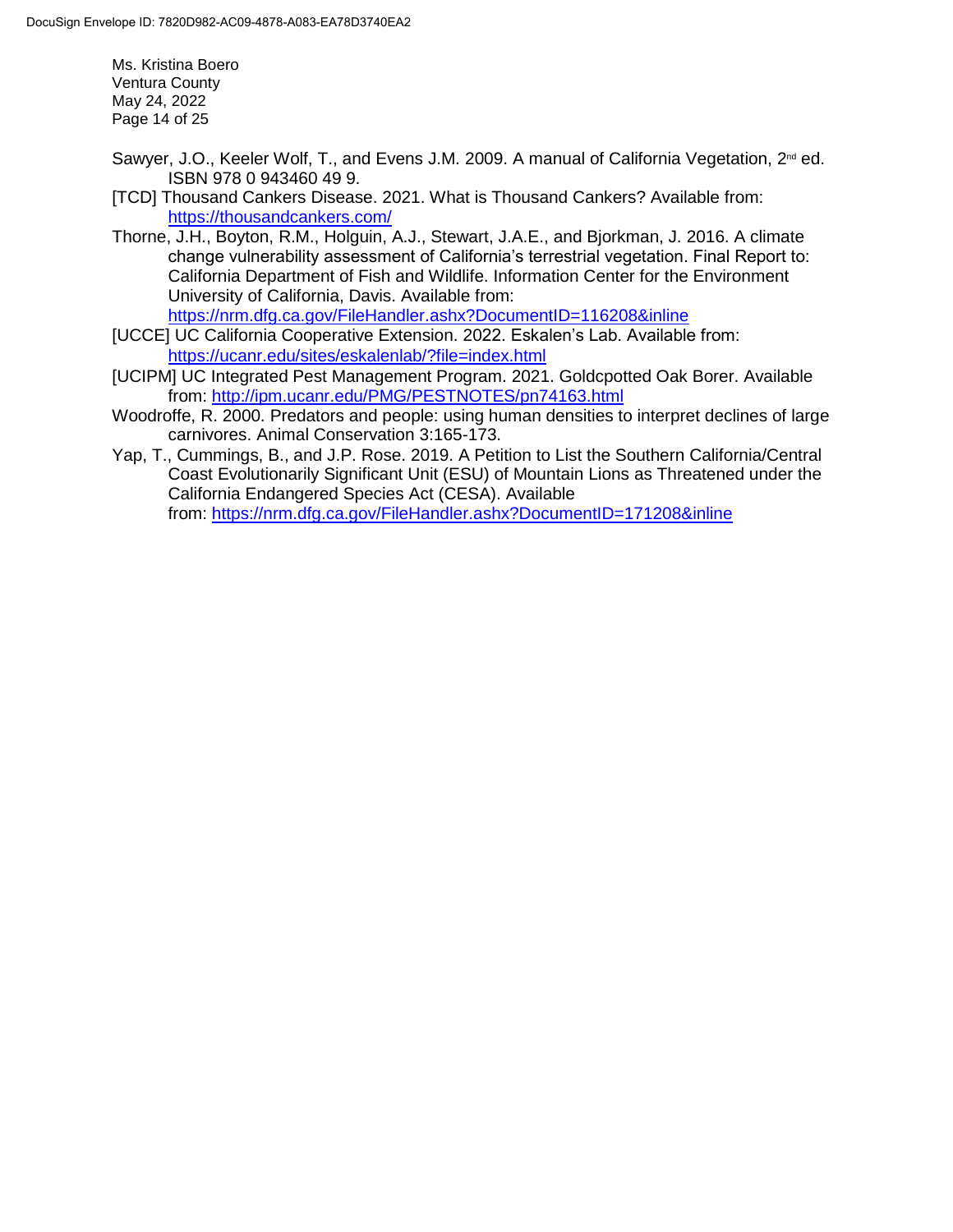Sawyer, J.O., Keeler Wolf, T., and Evens J.M. 2009. A manual of California Vegetation, 2nd ed. ISBN 978 0 943460 49 9.

[TCD] Thousand Cankers Disease. 2021. What is Thousand Cankers? Available from: https://thousandcankers.com/

Thorne, J.H., Boyton, R.M., Holguin, A.J., Stewart, J.A.E., and Bjorkman, J. 2016. A climate change vulnerability assessment of California's terrestrial vegetation. Final Report to: California Department of Fish and Wildlife. Information Center for the Environment University of California, Davis. Available from: https://nrm.dfg.ca.gov/FileHandler.ashx?DocumentID=116208&inline

[UCCE] UC California Cooperative Extension. 2022. Eskalen's Lab. Available from: https://ucanr.edu/sites/eskalenlab/?file=index.html

[UCIPM] UC Integrated Pest Management Program. 2021. Goldcpotted Oak Borer. Available from: http://ipm.ucanr.edu/PMG/PESTNOTES/pn74163.html

Woodroffe, R. 2000. Predators and people: using human densities to interpret declines of large carnivores. Animal Conservation 3:165-173.

Yap, T., Cummings, B., and J.P. Rose. 2019. A Petition to List the Southern California/Central Coast Evolutionarily Significant Unit (ESU) of Mountain Lions as Threatened under the California Endangered Species Act (CESA). Available from: https://nrm.dfg.ca.gov/FileHandler.ashx?DocumentID=171208&inline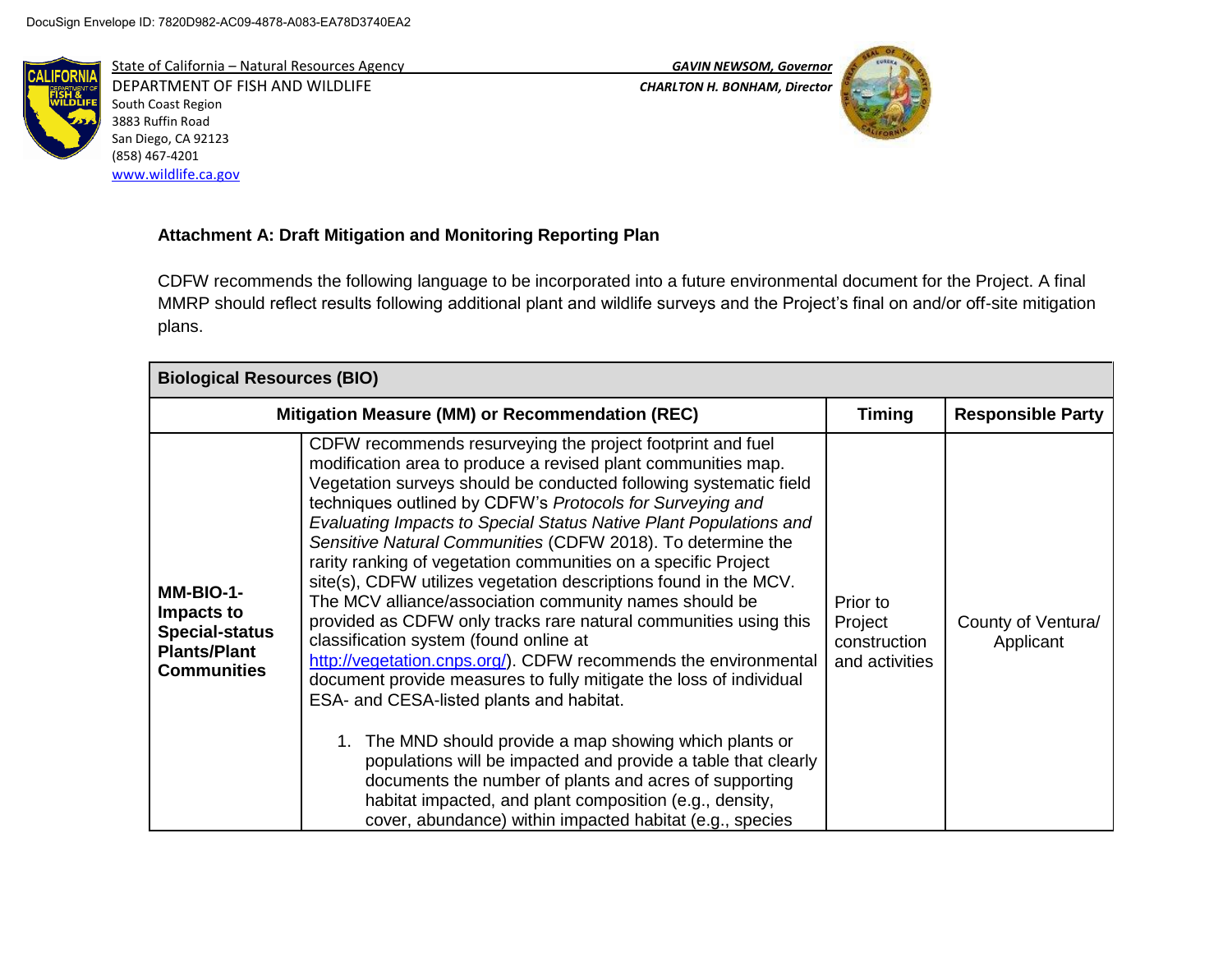DocuSign Envelope ID: 7820D982-AC09-4878-A083-EA78D3740EA2

State of California – Natural Resources Agency
DEPARTMENT OF FISH AND WILDLIFE
South Coast Region
3883 Ruffin Road
San Diego, CA 92123
(858) 467-4201
www.wildlife.ca.gov

*GAVIN NEWSOM, Governor*
*CHARLTON H. BONHAM, Director*

**Attachment A: Draft Mitigation and Monitoring Reporting Plan**

CDFW recommends the following language to be incorporated into a future environmental document for the Project. A final MMRP should reflect results following additional plant and wildlife surveys and the Project's final on and/or off-site mitigation plans.

| **Biological Resources (BIO)** | | | |
|---|---|---|---|
| **Mitigation Measure (MM) or Recommendation (REC)** | | **Timing** | **Responsible Party** |
| **MM-BIO-1-Impacts to Special-status Plants/Plant Communities** | CDFW recommends resurveying the project footprint and fuel modification area to produce a revised plant communities map. Vegetation surveys should be conducted following systematic field techniques outlined by CDFW's *Protocols for Surveying and Evaluating Impacts to Special Status Native Plant Populations and Sensitive Natural Communities* (CDFW 2018). To determine the rarity ranking of vegetation communities on a specific Project site(s), CDFW utilizes vegetation descriptions found in the MCV. The MCV alliance/association community names should be provided as CDFW only tracks rare natural communities using this classification system (found online at http://vegetation.cnps.org/). CDFW recommends the environmental document provide measures to fully mitigate the loss of individual ESA- and CESA-listed plants and habitat.<br><br>1. The MND should provide a map showing which plants or populations will be impacted and provide a table that clearly documents the number of plants and acres of supporting habitat impacted, and plant composition (e.g., density, cover, abundance) within impacted habitat (e.g., species | Prior to Project construction and activities | County of Ventura/ Applicant |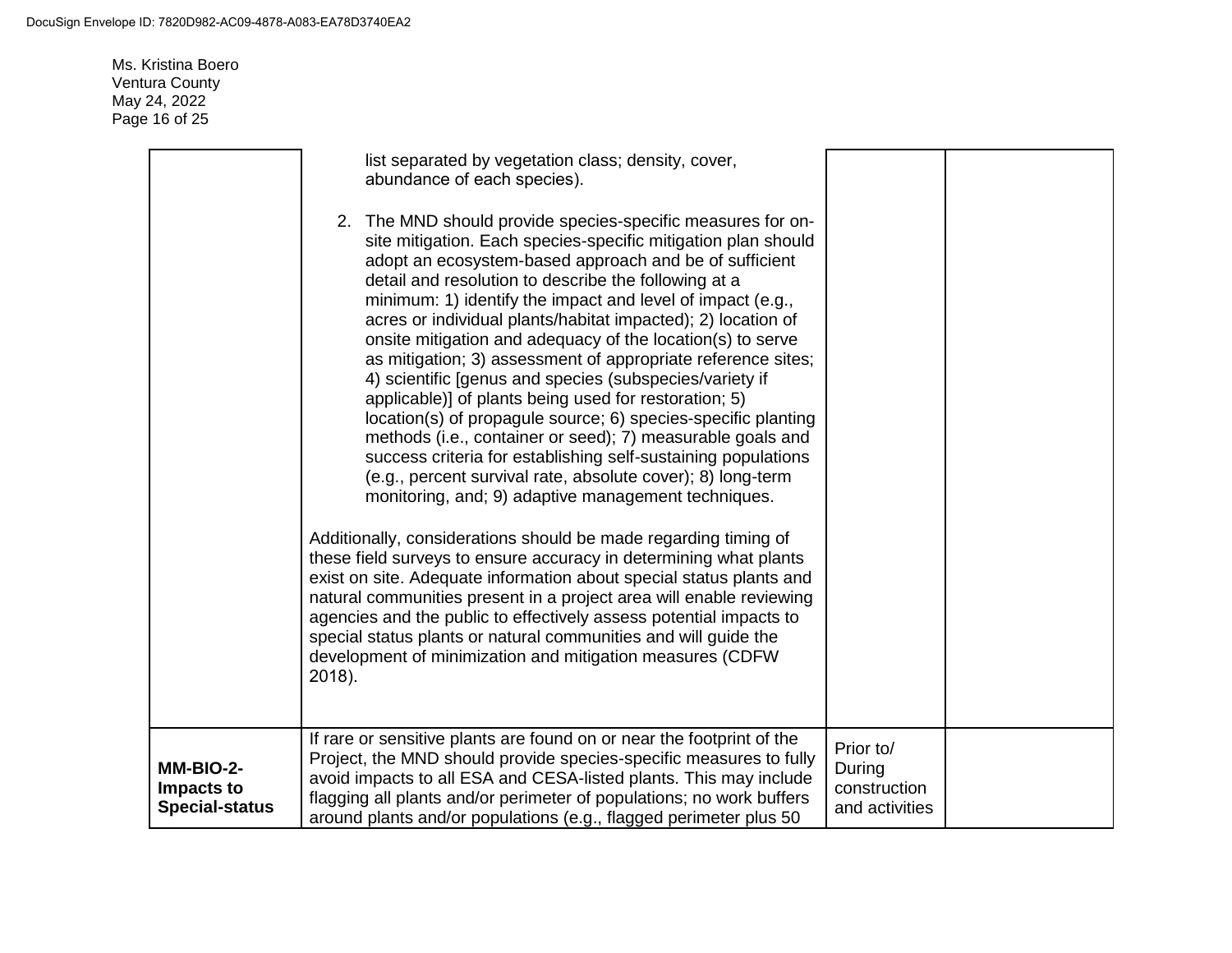| | | | |
|---|---|---|---|
| | list separated by vegetation class; density, cover, abundance of each species).<br><br>2. The MND should provide species-specific measures for on-site mitigation. Each species-specific mitigation plan should adopt an ecosystem-based approach and be of sufficient detail and resolution to describe the following at a minimum: 1) identify the impact and level of impact (e.g., acres or individual plants/habitat impacted); 2) location of onsite mitigation and adequacy of the location(s) to serve as mitigation; 3) assessment of appropriate reference sites; 4) scientific [genus and species (subspecies/variety if applicable)] of plants being used for restoration; 5) location(s) of propagule source; 6) species-specific planting methods (i.e., container or seed); 7) measurable goals and success criteria for establishing self-sustaining populations (e.g., percent survival rate, absolute cover); 8) long-term monitoring, and; 9) adaptive management techniques.<br><br>Additionally, considerations should be made regarding timing of these field surveys to ensure accuracy in determining what plants exist on site. Adequate information about special status plants and natural communities present in a project area will enable reviewing agencies and the public to effectively assess potential impacts to special status plants or natural communities and will guide the development of minimization and mitigation measures (CDFW 2018). | | |
| **MM-BIO-2-Impacts to Special-status** | If rare or sensitive plants are found on or near the footprint of the Project, the MND should provide species-specific measures to fully avoid impacts to all ESA and CESA-listed plants. This may include flagging all plants and/or perimeter of populations; no work buffers around plants and/or populations (e.g., flagged perimeter plus 50 | Prior to/ During construction and activities | |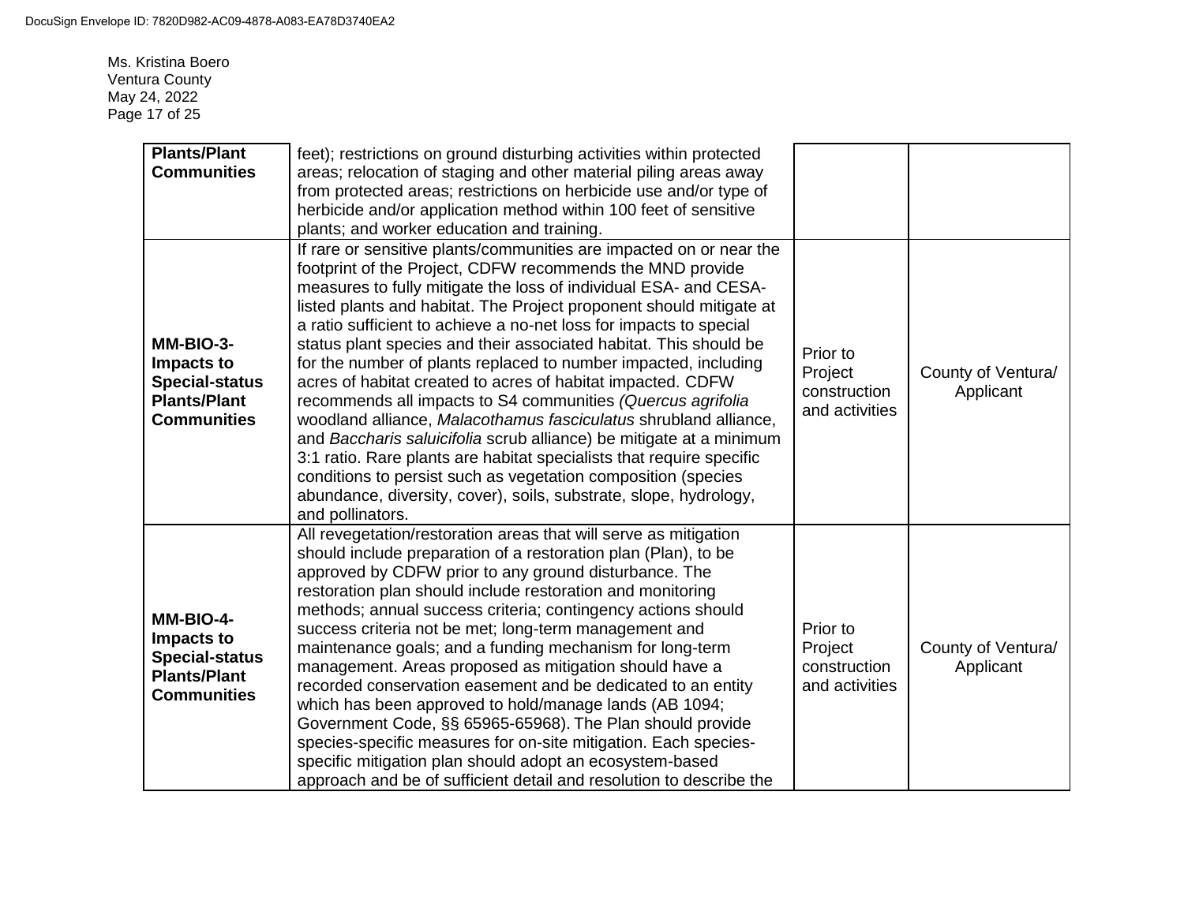| | | | |
|---|---|---|---|
| **Plants/Plant Communities** | feet); restrictions on ground disturbing activities within protected areas; relocation of staging and other material piling areas away from protected areas; restrictions on herbicide use and/or type of herbicide and/or application method within 100 feet of sensitive plants; and worker education and training. | | |
| **MM-BIO-3- Impacts to Special-status Plants/Plant Communities** | If rare or sensitive plants/communities are impacted on or near the footprint of the Project, CDFW recommends the MND provide measures to fully mitigate the loss of individual ESA- and CESA-listed plants and habitat. The Project proponent should mitigate at a ratio sufficient to achieve a no-net loss for impacts to special status plant species and their associated habitat. This should be for the number of plants replaced to number impacted, including acres of habitat created to acres of habitat impacted. CDFW recommends all impacts to S4 communities *(Quercus agrifolia* woodland alliance, *Malacothamus fasciculatus* shrubland alliance, and *Baccharis saluicifolia* scrub alliance) be mitigate at a minimum 3:1 ratio. Rare plants are habitat specialists that require specific conditions to persist such as vegetation composition (species abundance, diversity, cover), soils, substrate, slope, hydrology, and pollinators. | Prior to Project construction and activities | County of Ventura/ Applicant |
| **MM-BIO-4- Impacts to Special-status Plants/Plant Communities** | All revegetation/restoration areas that will serve as mitigation should include preparation of a restoration plan (Plan), to be approved by CDFW prior to any ground disturbance. The restoration plan should include restoration and monitoring methods; annual success criteria; contingency actions should success criteria not be met; long-term management and maintenance goals; and a funding mechanism for long-term management. Areas proposed as mitigation should have a recorded conservation easement and be dedicated to an entity which has been approved to hold/manage lands (AB 1094; Government Code, §§ 65965-65968). The Plan should provide species-specific measures for on-site mitigation. Each species-specific mitigation plan should adopt an ecosystem-based approach and be of sufficient detail and resolution to describe the | Prior to Project construction and activities | County of Ventura/ Applicant |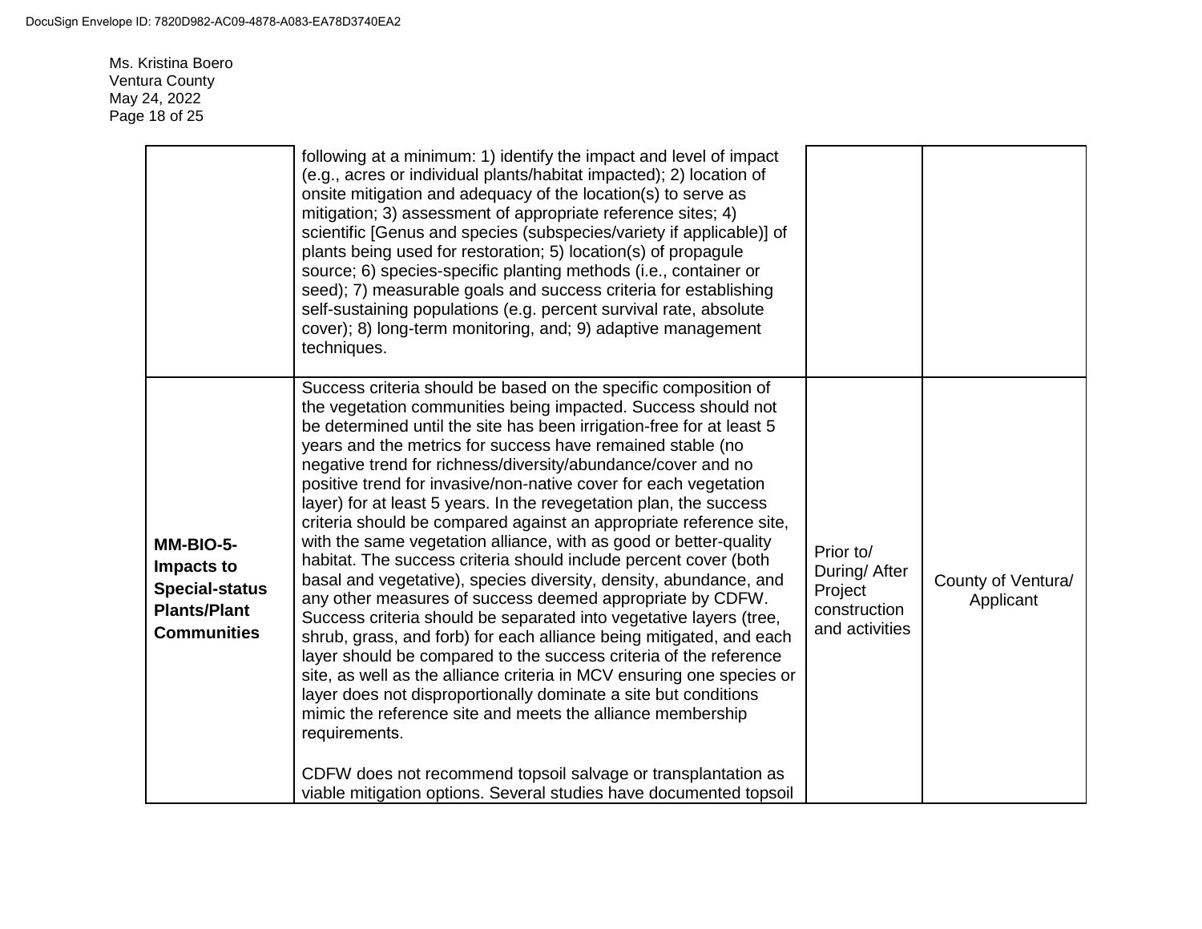| | | | |
|---|---|---|---|
| | following at a minimum: 1) identify the impact and level of impact (e.g., acres or individual plants/habitat impacted); 2) location of onsite mitigation and adequacy of the location(s) to serve as mitigation; 3) assessment of appropriate reference sites; 4) scientific [Genus and species (subspecies/variety if applicable)] of plants being used for restoration; 5) location(s) of propagule source; 6) species-specific planting methods (i.e., container or seed); 7) measurable goals and success criteria for establishing self-sustaining populations (e.g. percent survival rate, absolute cover); 8) long-term monitoring, and; 9) adaptive management techniques. | | |
| **MM-BIO-5- Impacts to Special-status Plants/Plant Communities** | Success criteria should be based on the specific composition of the vegetation communities being impacted. Success should not be determined until the site has been irrigation-free for at least 5 years and the metrics for success have remained stable (no negative trend for richness/diversity/abundance/cover and no positive trend for invasive/non-native cover for each vegetation layer) for at least 5 years. In the revegetation plan, the success criteria should be compared against an appropriate reference site, with the same vegetation alliance, with as good or better-quality habitat. The success criteria should include percent cover (both basal and vegetative), species diversity, density, abundance, and any other measures of success deemed appropriate by CDFW. Success criteria should be separated into vegetative layers (tree, shrub, grass, and forb) for each alliance being mitigated, and each layer should be compared to the success criteria of the reference site, as well as the alliance criteria in MCV ensuring one species or layer does not disproportionally dominate a site but conditions mimic the reference site and meets the alliance membership requirements.<br><br>CDFW does not recommend topsoil salvage or transplantation as viable mitigation options. Several studies have documented topsoil | Prior to/ During/ After Project construction and activities | County of Ventura/ Applicant |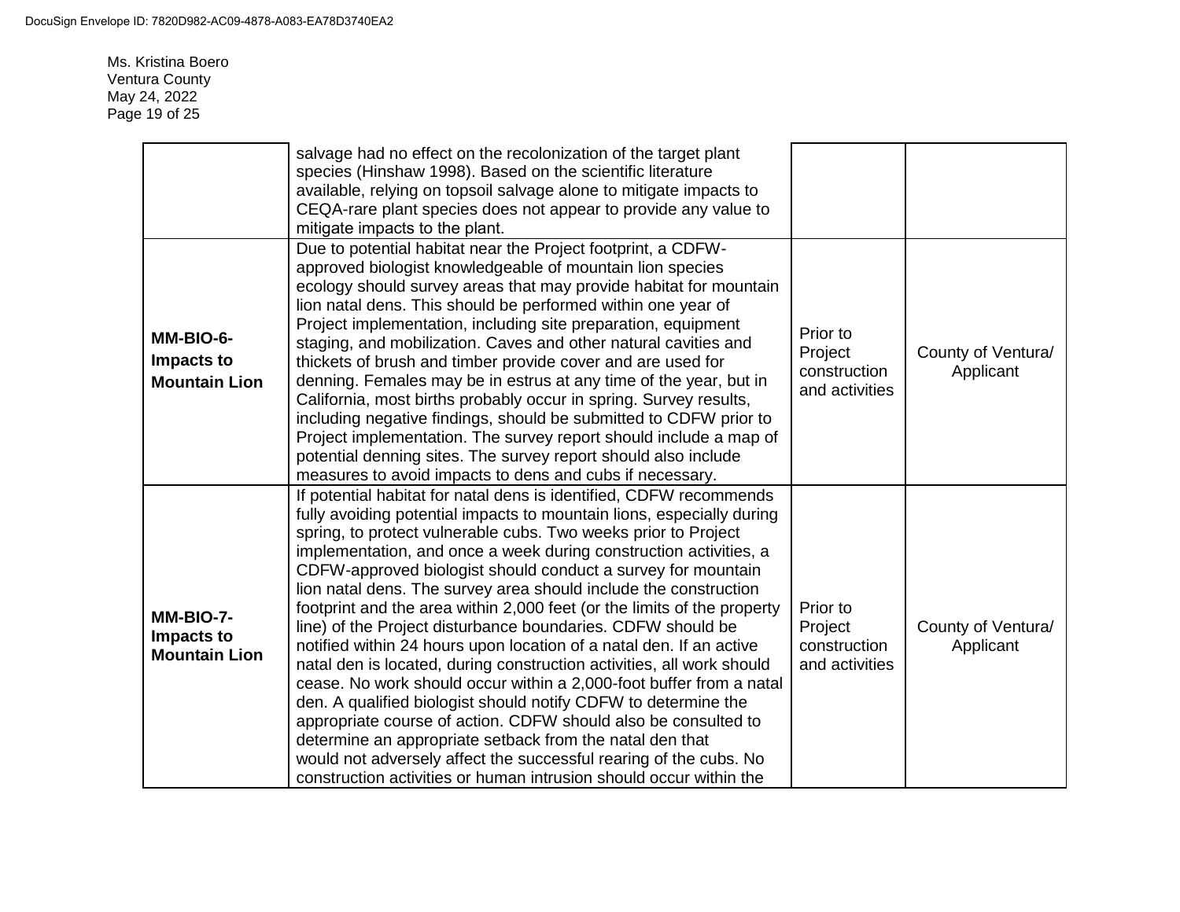Ms. Kristina Boero
Ventura County
May 24, 2022

| | | | |
|---|---|---|---|
| | salvage had no effect on the recolonization of the target plant species (Hinshaw 1998). Based on the scientific literature available, relying on topsoil salvage alone to mitigate impacts to CEQA-rare plant species does not appear to provide any value to mitigate impacts to the plant. | | |
| **MM-BIO-6- Impacts to Mountain Lion** | Due to potential habitat near the Project footprint, a CDFW-approved biologist knowledgeable of mountain lion species ecology should survey areas that may provide habitat for mountain lion natal dens. This should be performed within one year of Project implementation, including site preparation, equipment staging, and mobilization. Caves and other natural cavities and thickets of brush and timber provide cover and are used for denning. Females may be in estrus at any time of the year, but in California, most births probably occur in spring. Survey results, including negative findings, should be submitted to CDFW prior to Project implementation. The survey report should include a map of potential denning sites. The survey report should also include measures to avoid impacts to dens and cubs if necessary. | Prior to Project construction and activities | County of Ventura/ Applicant |
| **MM-BIO-7- Impacts to Mountain Lion** | If potential habitat for natal dens is identified, CDFW recommends fully avoiding potential impacts to mountain lions, especially during spring, to protect vulnerable cubs. Two weeks prior to Project implementation, and once a week during construction activities, a CDFW-approved biologist should conduct a survey for mountain lion natal dens. The survey area should include the construction footprint and the area within 2,000 feet (or the limits of the property line) of the Project disturbance boundaries. CDFW should be notified within 24 hours upon location of a natal den. If an active natal den is located, during construction activities, all work should cease. No work should occur within a 2,000-foot buffer from a natal den. A qualified biologist should notify CDFW to determine the appropriate course of action. CDFW should also be consulted to determine an appropriate setback from the natal den that would not adversely affect the successful rearing of the cubs. No construction activities or human intrusion should occur within the | Prior to Project construction and activities | County of Ventura/ Applicant |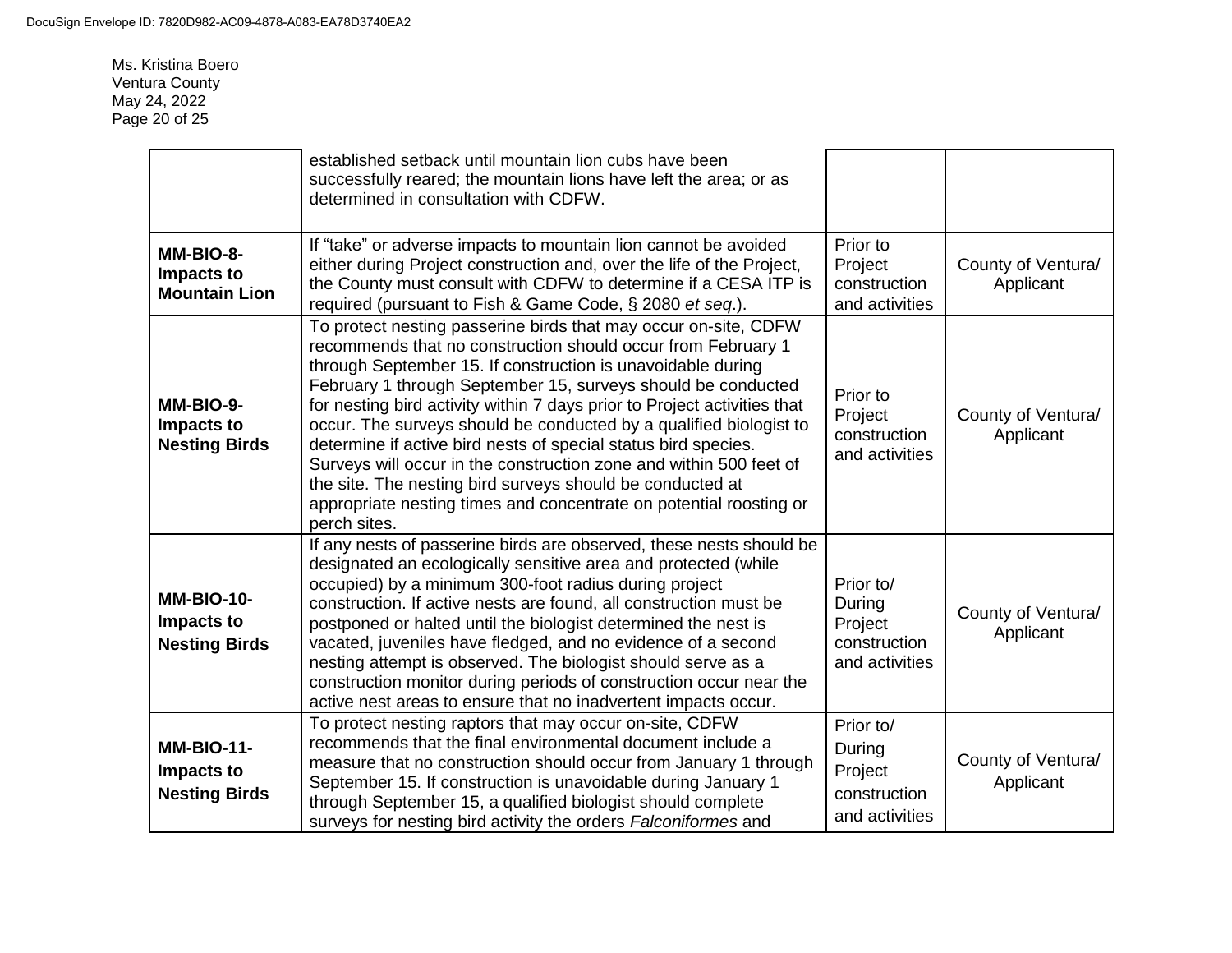| | | | |
|---|---|---|---|
| | established setback until mountain lion cubs have been successfully reared; the mountain lions have left the area; or as determined in consultation with CDFW. | | |
| **MM-BIO-8- Impacts to Mountain Lion** | If "take" or adverse impacts to mountain lion cannot be avoided either during Project construction and, over the life of the Project, the County must consult with CDFW to determine if a CESA ITP is required (pursuant to Fish & Game Code, § 2080 *et seq*.). | Prior to Project construction and activities | County of Ventura/ Applicant |
| **MM-BIO-9- Impacts to Nesting Birds** | To protect nesting passerine birds that may occur on-site, CDFW recommends that no construction should occur from February 1 through September 15. If construction is unavoidable during February 1 through September 15, surveys should be conducted for nesting bird activity within 7 days prior to Project activities that occur. The surveys should be conducted by a qualified biologist to determine if active bird nests of special status bird species. Surveys will occur in the construction zone and within 500 feet of the site. The nesting bird surveys should be conducted at appropriate nesting times and concentrate on potential roosting or perch sites. | Prior to Project construction and activities | County of Ventura/ Applicant |
| **MM-BIO-10- Impacts to Nesting Birds** | If any nests of passerine birds are observed, these nests should be designated an ecologically sensitive area and protected (while occupied) by a minimum 300-foot radius during project construction. If active nests are found, all construction must be postponed or halted until the biologist determined the nest is vacated, juveniles have fledged, and no evidence of a second nesting attempt is observed. The biologist should serve as a construction monitor during periods of construction occur near the active nest areas to ensure that no inadvertent impacts occur. | Prior to/ During Project construction and activities | County of Ventura/ Applicant |
| **MM-BIO-11- Impacts to Nesting Birds** | To protect nesting raptors that may occur on-site, CDFW recommends that the final environmental document include a measure that no construction should occur from January 1 through September 15. If construction is unavoidable during January 1 through September 15, a qualified biologist should complete surveys for nesting bird activity the orders *Falconiformes* and | Prior to/ During Project construction and activities | County of Ventura/ Applicant |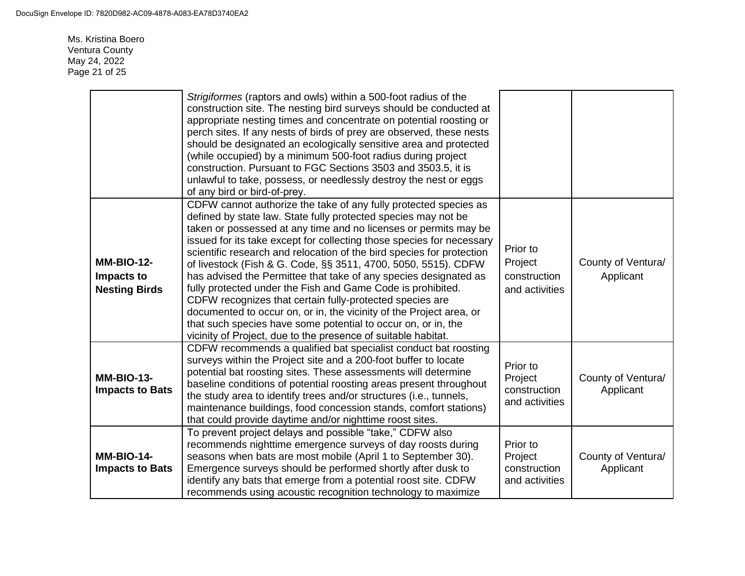Ms. Kristina Boero
Ventura County
May 24, 2022

| | | | |
|---|---|---|---|
| | *Strigiformes* (raptors and owls) within a 500-foot radius of the construction site. The nesting bird surveys should be conducted at appropriate nesting times and concentrate on potential roosting or perch sites. If any nests of birds of prey are observed, these nests should be designated an ecologically sensitive area and protected (while occupied) by a minimum 500-foot radius during project construction. Pursuant to FGC Sections 3503 and 3503.5, it is unlawful to take, possess, or needlessly destroy the nest or eggs of any bird or bird-of-prey. | | |
| **MM-BIO-12- Impacts to Nesting Birds** | CDFW cannot authorize the take of any fully protected species as defined by state law. State fully protected species may not be taken or possessed at any time and no licenses or permits may be issued for its take except for collecting those species for necessary scientific research and relocation of the bird species for protection of livestock (Fish & G. Code, §§ 3511, 4700, 5050, 5515). CDFW has advised the Permittee that take of any species designated as fully protected under the Fish and Game Code is prohibited. CDFW recognizes that certain fully-protected species are documented to occur on, or in, the vicinity of the Project area, or that such species have some potential to occur on, or in, the vicinity of Project, due to the presence of suitable habitat. | Prior to Project construction and activities | County of Ventura/ Applicant |
| **MM-BIO-13- Impacts to Bats** | CDFW recommends a qualified bat specialist conduct bat roosting surveys within the Project site and a 200-foot buffer to locate potential bat roosting sites. These assessments will determine baseline conditions of potential roosting areas present throughout the study area to identify trees and/or structures (i.e., tunnels, maintenance buildings, food concession stands, comfort stations) that could provide daytime and/or nighttime roost sites. | Prior to Project construction and activities | County of Ventura/ Applicant |
| **MM-BIO-14- Impacts to Bats** | To prevent project delays and possible "take," CDFW also recommends nighttime emergence surveys of day roosts during seasons when bats are most mobile (April 1 to September 30). Emergence surveys should be performed shortly after dusk to identify any bats that emerge from a potential roost site. CDFW recommends using acoustic recognition technology to maximize | Prior to Project construction and activities | County of Ventura/ Applicant |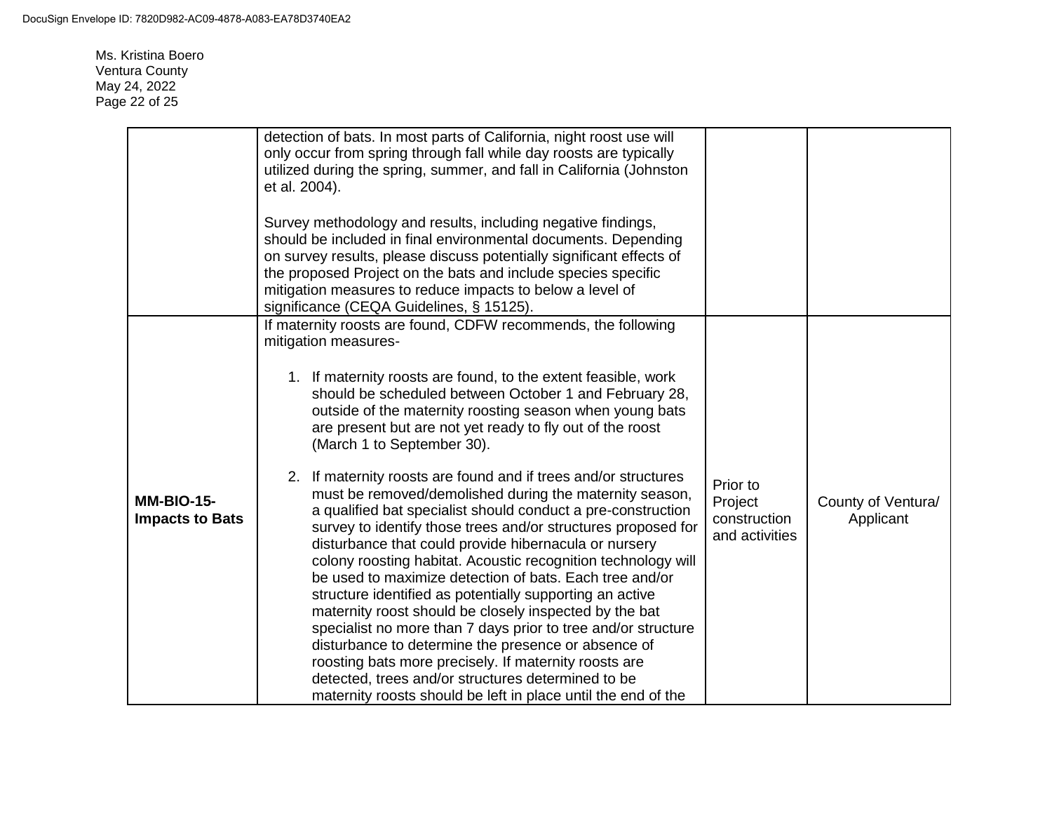| | | | |
|---|---|---|---|
| | detection of bats. In most parts of California, night roost use will only occur from spring through fall while day roosts are typically utilized during the spring, summer, and fall in California (Johnston et al. 2004).<br><br>Survey methodology and results, including negative findings, should be included in final environmental documents. Depending on survey results, please discuss potentially significant effects of the proposed Project on the bats and include species specific mitigation measures to reduce impacts to below a level of significance (CEQA Guidelines, § 15125). | | |
| **MM-BIO-15-Impacts to Bats** | If maternity roosts are found, CDFW recommends, the following mitigation measures-<br><br>1. If maternity roosts are found, to the extent feasible, work should be scheduled between October 1 and February 28, outside of the maternity roosting season when young bats are present but are not yet ready to fly out of the roost (March 1 to September 30).<br><br>2. If maternity roosts are found and if trees and/or structures must be removed/demolished during the maternity season, a qualified bat specialist should conduct a pre-construction survey to identify those trees and/or structures proposed for disturbance that could provide hibernacula or nursery colony roosting habitat. Acoustic recognition technology will be used to maximize detection of bats. Each tree and/or structure identified as potentially supporting an active maternity roost should be closely inspected by the bat specialist no more than 7 days prior to tree and/or structure disturbance to determine the presence or absence of roosting bats more precisely. If maternity roosts are detected, trees and/or structures determined to be maternity roosts should be left in place until the end of the | Prior to Project construction and activities | County of Ventura/ Applicant |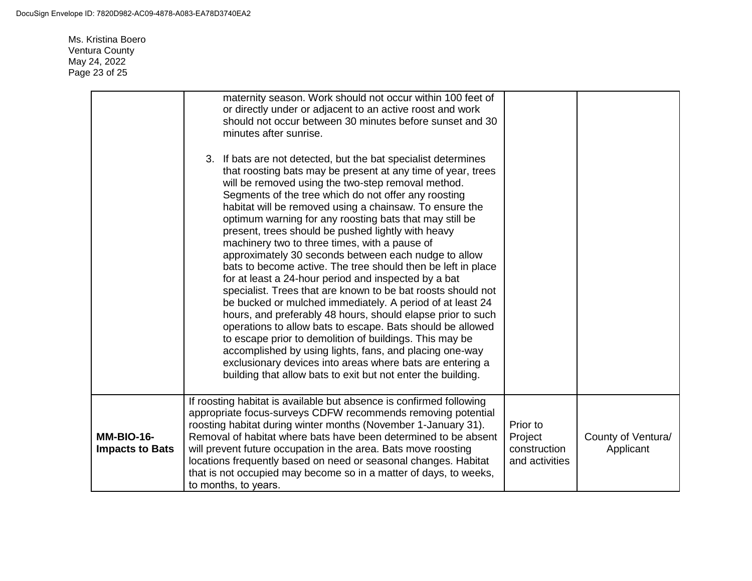| | | | |
|---|---|---|---|
| | maternity season. Work should not occur within 100 feet of or directly under or adjacent to an active roost and work should not occur between 30 minutes before sunset and 30 minutes after sunrise.<br><br>3. If bats are not detected, but the bat specialist determines that roosting bats may be present at any time of year, trees will be removed using the two-step removal method. Segments of the tree which do not offer any roosting habitat will be removed using a chainsaw. To ensure the optimum warning for any roosting bats that may still be present, trees should be pushed lightly with heavy machinery two to three times, with a pause of approximately 30 seconds between each nudge to allow bats to become active. The tree should then be left in place for at least a 24-hour period and inspected by a bat specialist. Trees that are known to be bat roosts should not be bucked or mulched immediately. A period of at least 24 hours, and preferably 48 hours, should elapse prior to such operations to allow bats to escape. Bats should be allowed to escape prior to demolition of buildings. This may be accomplished by using lights, fans, and placing one-way exclusionary devices into areas where bats are entering a building that allow bats to exit but not enter the building. | | |
| **MM-BIO-16- Impacts to Bats** | If roosting habitat is available but absence is confirmed following appropriate focus-surveys CDFW recommends removing potential roosting habitat during winter months (November 1-January 31). Removal of habitat where bats have been determined to be absent will prevent future occupation in the area. Bats move roosting locations frequently based on need or seasonal changes. Habitat that is not occupied may become so in a matter of days, to weeks, to months, to years. | Prior to Project construction and activities | County of Ventura/ Applicant |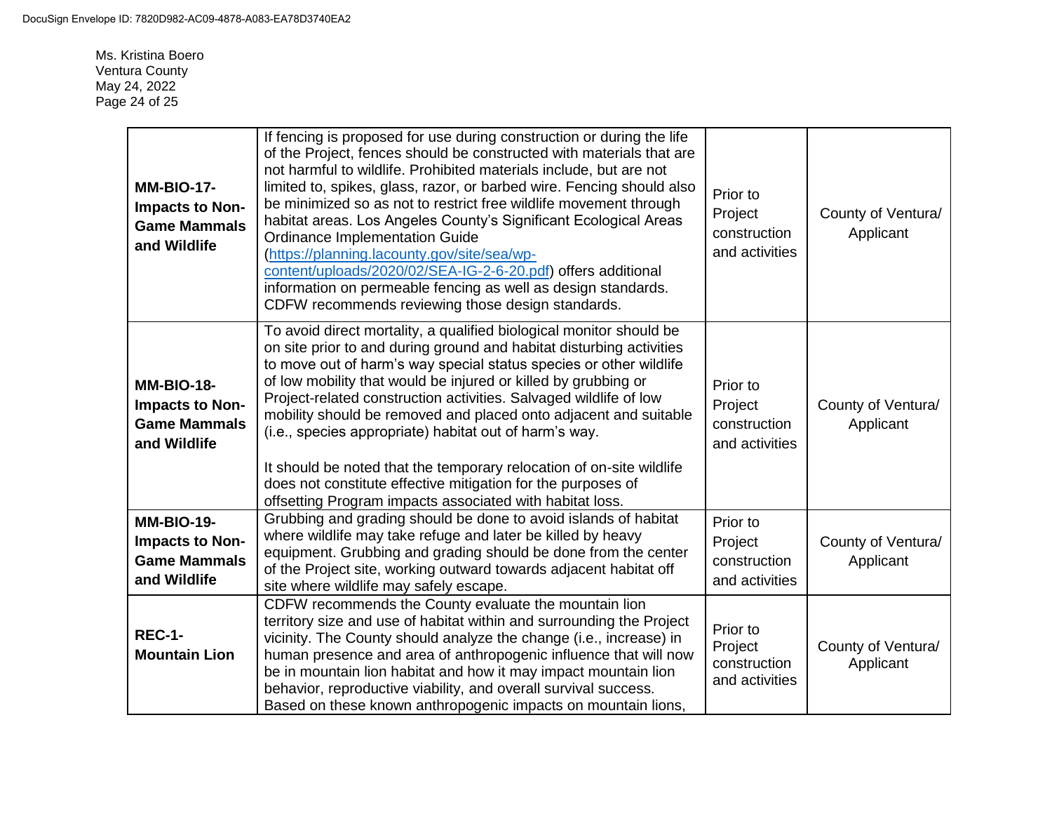| **MM-BIO-17- Impacts to Non-Game Mammals and Wildlife** | If fencing is proposed for use during construction or during the life of the Project, fences should be constructed with materials that are not harmful to wildlife. Prohibited materials include, but are not limited to, spikes, glass, razor, or barbed wire. Fencing should also be minimized so as not to restrict free wildlife movement through habitat areas. Los Angeles County's Significant Ecological Areas Ordinance Implementation Guide ([https://planning.lacounty.gov/site/sea/wp-content/uploads/2020/02/SEA-IG-2-6-20.pdf](https://planning.lacounty.gov/site/sea/wp-content/uploads/2020/02/SEA-IG-2-6-20.pdf)) offers additional information on permeable fencing as well as design standards. CDFW recommends reviewing those design standards. | Prior to Project construction and activities | County of Ventura/ Applicant |
|---|---|---|---|
| **MM-BIO-18- Impacts to Non-Game Mammals and Wildlife** | To avoid direct mortality, a qualified biological monitor should be on site prior to and during ground and habitat disturbing activities to move out of harm's way special status species or other wildlife of low mobility that would be injured or killed by grubbing or Project-related construction activities. Salvaged wildlife of low mobility should be removed and placed onto adjacent and suitable (i.e., species appropriate) habitat out of harm's way.<br><br>It should be noted that the temporary relocation of on-site wildlife does not constitute effective mitigation for the purposes of offsetting Program impacts associated with habitat loss. | Prior to Project construction and activities | County of Ventura/ Applicant |
| **MM-BIO-19- Impacts to Non-Game Mammals and Wildlife** | Grubbing and grading should be done to avoid islands of habitat where wildlife may take refuge and later be killed by heavy equipment. Grubbing and grading should be done from the center of the Project site, working outward towards adjacent habitat off site where wildlife may safely escape. | Prior to Project construction and activities | County of Ventura/ Applicant |
| **REC-1- Mountain Lion** | CDFW recommends the County evaluate the mountain lion territory size and use of habitat within and surrounding the Project vicinity. The County should analyze the change (i.e., increase) in human presence and area of anthropogenic influence that will now be in mountain lion habitat and how it may impact mountain lion behavior, reproductive viability, and overall survival success. Based on these known anthropogenic impacts on mountain lions, | Prior to Project construction and activities | County of Ventura/ Applicant |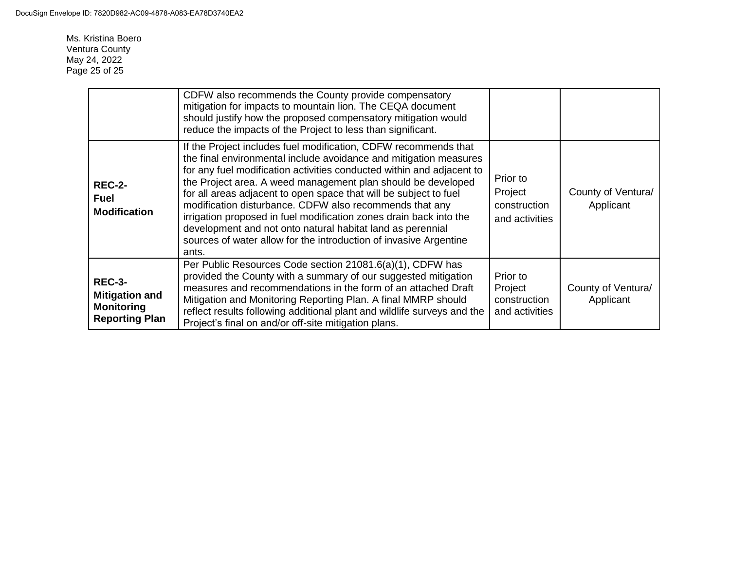| | | | |
|---|---|---|---|
| | CDFW also recommends the County provide compensatory mitigation for impacts to mountain lion. The CEQA document should justify how the proposed compensatory mitigation would reduce the impacts of the Project to less than significant. | | |
| **REC-2- Fuel Modification** | If the Project includes fuel modification, CDFW recommends that the final environmental include avoidance and mitigation measures for any fuel modification activities conducted within and adjacent to the Project area. A weed management plan should be developed for all areas adjacent to open space that will be subject to fuel modification disturbance. CDFW also recommends that any irrigation proposed in fuel modification zones drain back into the development and not onto natural habitat land as perennial sources of water allow for the introduction of invasive Argentine ants. | Prior to Project construction and activities | County of Ventura/ Applicant |
| **REC-3- Mitigation and Monitoring Reporting Plan** | Per Public Resources Code section 21081.6(a)(1), CDFW has provided the County with a summary of our suggested mitigation measures and recommendations in the form of an attached Draft Mitigation and Monitoring Reporting Plan. A final MMRP should reflect results following additional plant and wildlife surveys and the Project's final on and/or off-site mitigation plans. | Prior to Project construction and activities | County of Ventura/ Applicant |